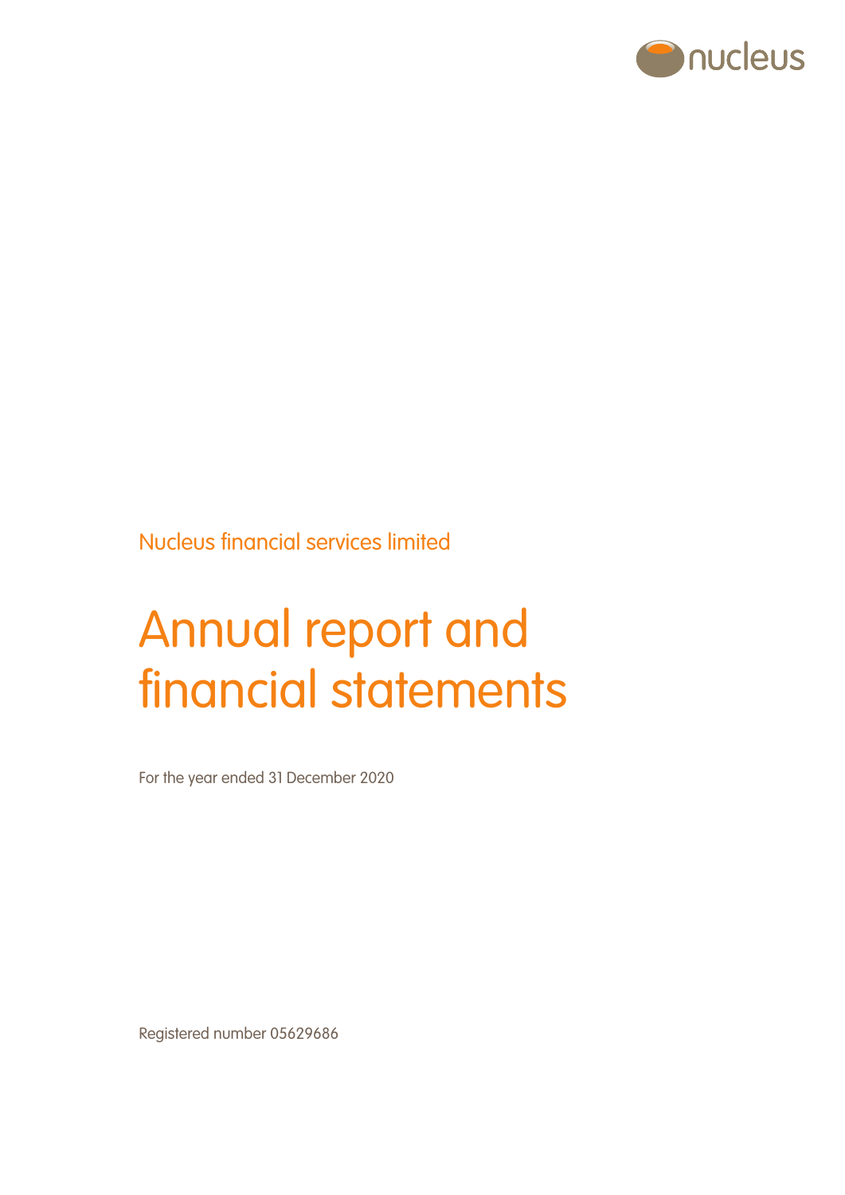nucleus

Nucleus financial services limited

# Annual report and financial statements

For the year ended 31 December 2020

Registered number 05629686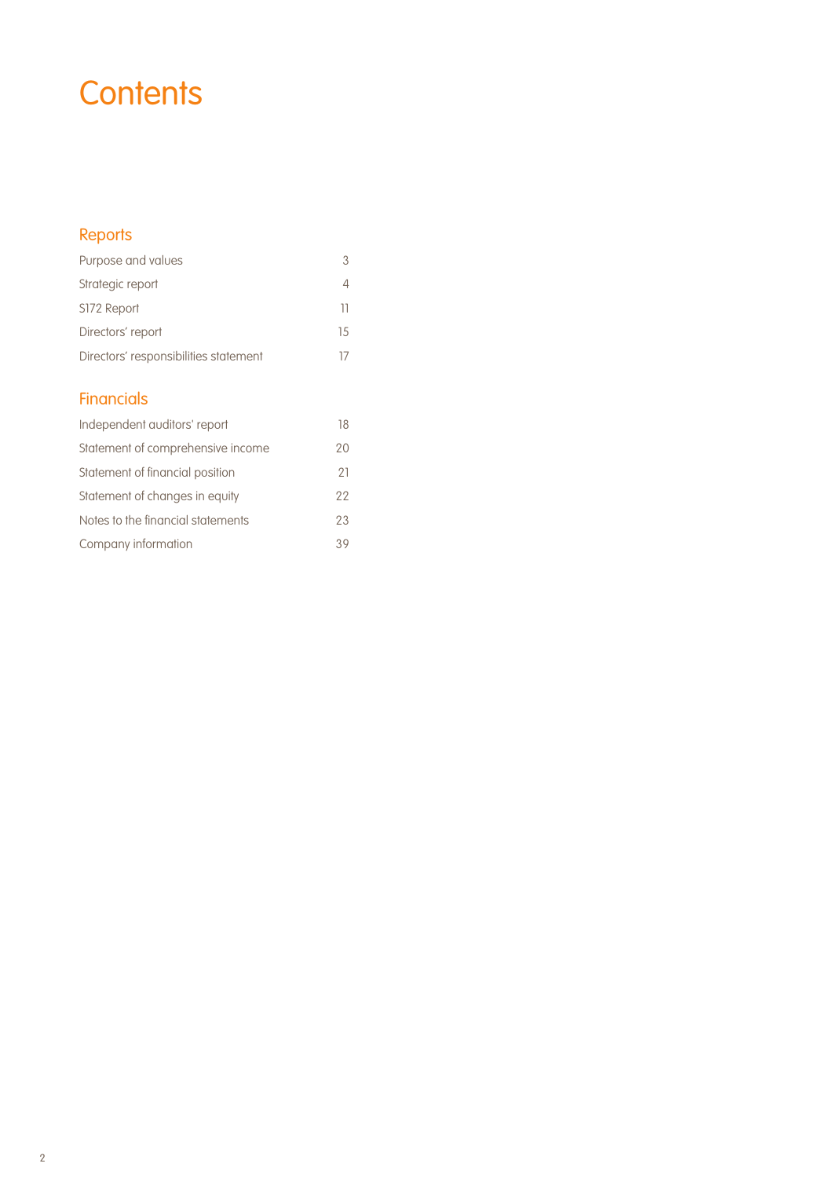# Contents

## Reports

| | |
|---|---|
| Purpose and values | 3 |
| Strategic report | 4 |
| S172 Report | 11 |
| Directors' report | 15 |
| Directors' responsibilities statement | 17 |

## Financials

| | |
|---|---|
| Independent auditors' report | 18 |
| Statement of comprehensive income | 20 |
| Statement of financial position | 21 |
| Statement of changes in equity | 22 |
| Notes to the financial statements | 23 |
| Company information | 39 |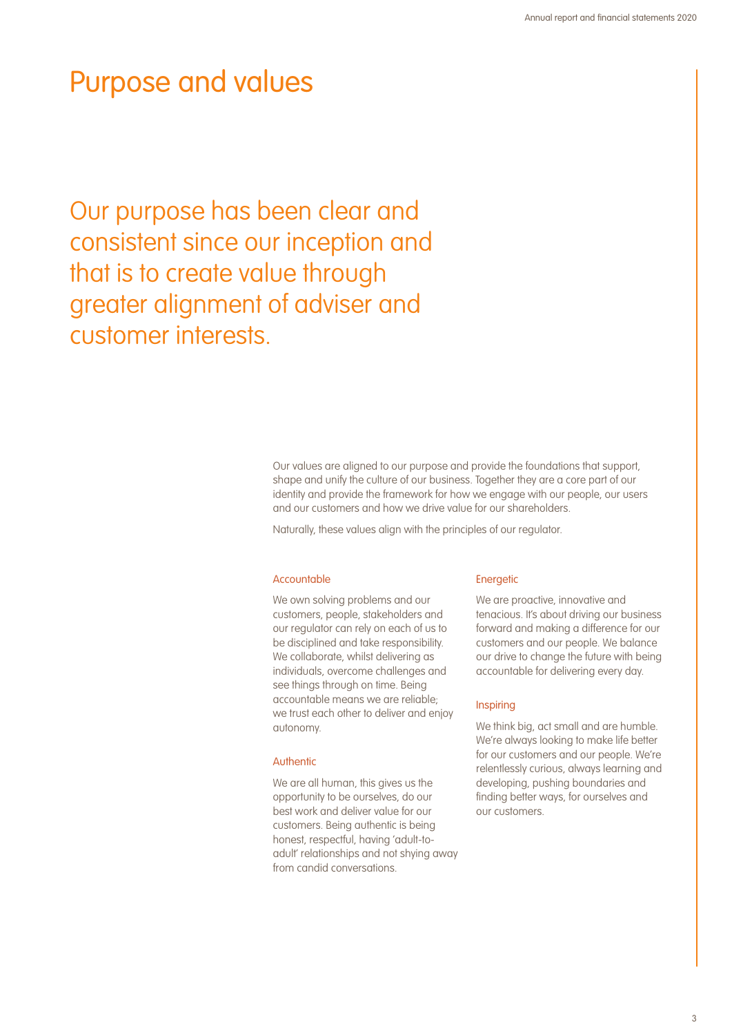# Purpose and values

## Our purpose has been clear and consistent since our inception and that is to create value through greater alignment of adviser and customer interests.

Our values are aligned to our purpose and provide the foundations that support, shape and unify the culture of our business. Together they are a core part of our identity and provide the framework for how we engage with our people, our users and our customers and how we drive value for our shareholders.

Naturally, these values align with the principles of our regulator.

### Accountable

We own solving problems and our customers, people, stakeholders and our regulator can rely on each of us to be disciplined and take responsibility. We collaborate, whilst delivering as individuals, overcome challenges and see things through on time. Being accountable means we are reliable; we trust each other to deliver and enjoy autonomy.

### Authentic

We are all human, this gives us the opportunity to be ourselves, do our best work and deliver value for our customers. Being authentic is being honest, respectful, having 'adult-to-adult' relationships and not shying away from candid conversations.

### Energetic

We are proactive, innovative and tenacious. It's about driving our business forward and making a difference for our customers and our people. We balance our drive to change the future with being accountable for delivering every day.

### Inspiring

We think big, act small and are humble. We're always looking to make life better for our customers and our people. We're relentlessly curious, always learning and developing, pushing boundaries and finding better ways, for ourselves and our customers.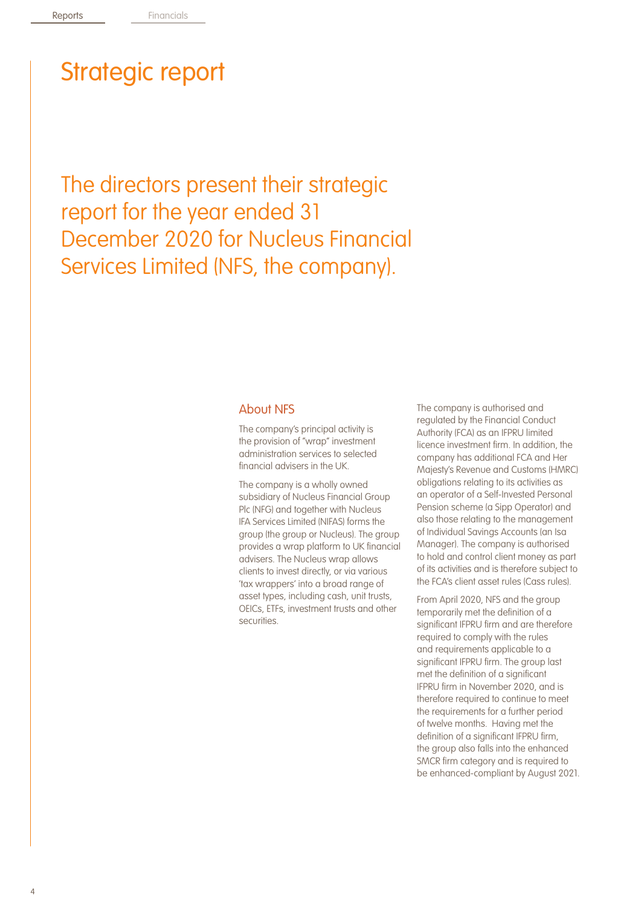# Strategic report

## The directors present their strategic report for the year ended 31 December 2020 for Nucleus Financial Services Limited (NFS, the company).

### About NFS

The company's principal activity is the provision of "wrap" investment administration services to selected financial advisers in the UK.

The company is a wholly owned subsidiary of Nucleus Financial Group Plc (NFG) and together with Nucleus IFA Services Limited (NIFAS) forms the group (the group or Nucleus). The group provides a wrap platform to UK financial advisers. The Nucleus wrap allows clients to invest directly, or via various 'tax wrappers' into a broad range of asset types, including cash, unit trusts, OEICs, ETFs, investment trusts and other securities.

The company is authorised and regulated by the Financial Conduct Authority (FCA) as an IFPRU limited licence investment firm. In addition, the company has additional FCA and Her Majesty's Revenue and Customs (HMRC) obligations relating to its activities as an operator of a Self-Invested Personal Pension scheme (a Sipp Operator) and also those relating to the management of Individual Savings Accounts (an Isa Manager). The company is authorised to hold and control client money as part of its activities and is therefore subject to the FCA's client asset rules (Cass rules).

From April 2020, NFS and the group temporarily met the definition of a significant IFPRU firm and are therefore required to comply with the rules and requirements applicable to a significant IFPRU firm. The group last met the definition of a significant IFPRU firm in November 2020, and is therefore required to continue to meet the requirements for a further period of twelve months. Having met the definition of a significant IFPRU firm, the group also falls into the enhanced SMCR firm category and is required to be enhanced-compliant by August 2021.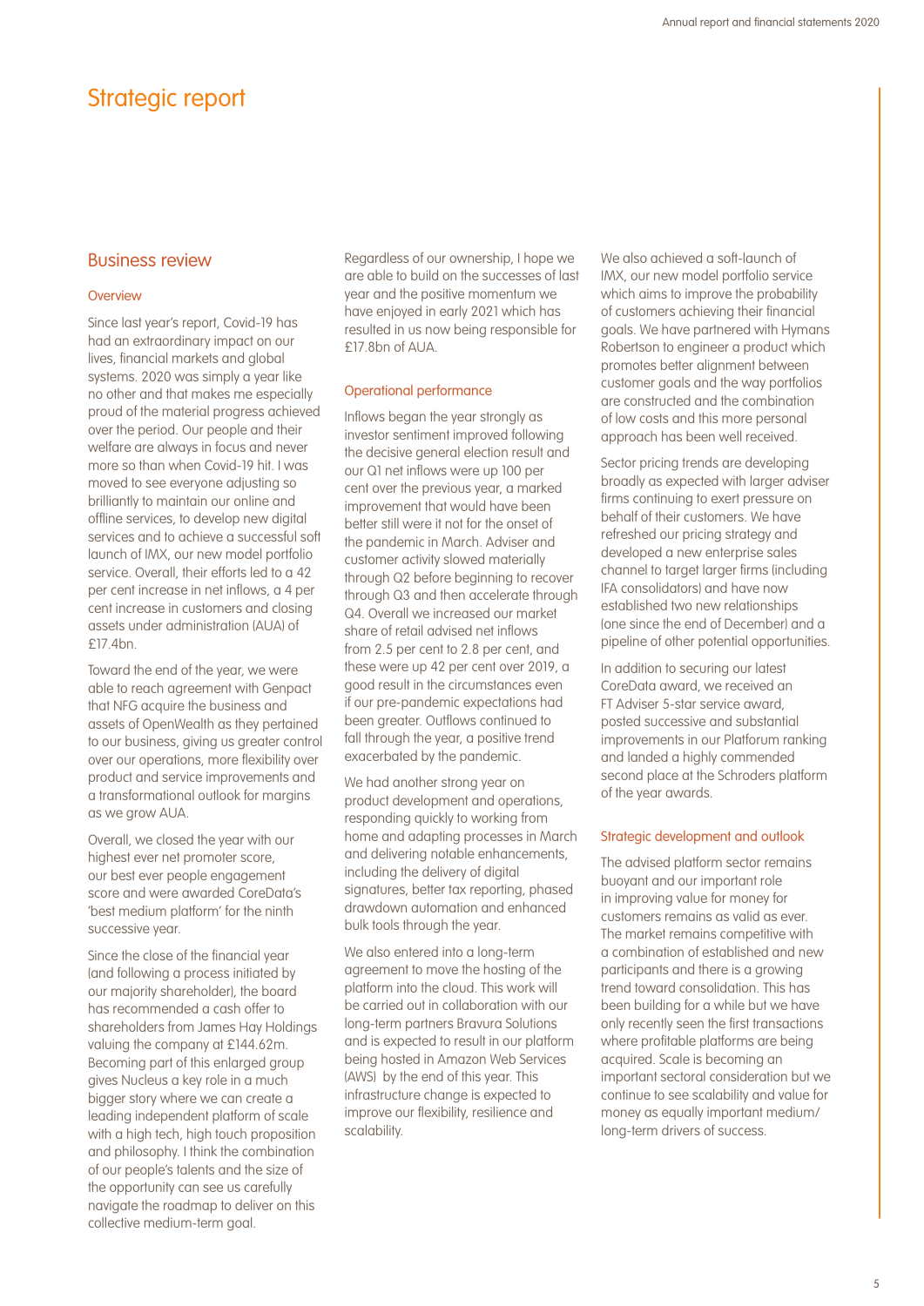# Strategic report

## Business review

### Overview

Since last year's report, Covid-19 has had an extraordinary impact on our lives, financial markets and global systems. 2020 was simply a year like no other and that makes me especially proud of the material progress achieved over the period. Our people and their welfare are always in focus and never more so than when Covid-19 hit. I was moved to see everyone adjusting so brilliantly to maintain our online and offline services, to develop new digital services and to achieve a successful soft launch of IMX, our new model portfolio service. Overall, their efforts led to a 42 per cent increase in net inflows, a 4 per cent increase in customers and closing assets under administration (AUA) of £17.4bn.

Toward the end of the year, we were able to reach agreement with Genpact that NFG acquire the business and assets of OpenWealth as they pertained to our business, giving us greater control over our operations, more flexibility over product and service improvements and a transformational outlook for margins as we grow AUA.

Overall, we closed the year with our highest ever net promoter score, our best ever people engagement score and were awarded CoreData's 'best medium platform' for the ninth successive year.

Since the close of the financial year (and following a process initiated by our majority shareholder), the board has recommended a cash offer to shareholders from James Hay Holdings valuing the company at £144.62m. Becoming part of this enlarged group gives Nucleus a key role in a much bigger story where we can create a leading independent platform of scale with a high tech, high touch proposition and philosophy. I think the combination of our people's talents and the size of the opportunity can see us carefully navigate the roadmap to deliver on this collective medium-term goal.

Regardless of our ownership, I hope we are able to build on the successes of last year and the positive momentum we have enjoyed in early 2021 which has resulted in us now being responsible for £17.8bn of AUA.

### Operational performance

Inflows began the year strongly as investor sentiment improved following the decisive general election result and our Q1 net inflows were up 100 per cent over the previous year, a marked improvement that would have been better still were it not for the onset of the pandemic in March. Adviser and customer activity slowed materially through Q2 before beginning to recover through Q3 and then accelerate through Q4. Overall we increased our market share of retail advised net inflows from 2.5 per cent to 2.8 per cent, and these were up 42 per cent over 2019, a good result in the circumstances even if our pre-pandemic expectations had been greater. Outflows continued to fall through the year, a positive trend exacerbated by the pandemic.

We had another strong year on product development and operations, responding quickly to working from home and adapting processes in March and delivering notable enhancements, including the delivery of digital signatures, better tax reporting, phased drawdown automation and enhanced bulk tools through the year.

We also entered into a long-term agreement to move the hosting of the platform into the cloud. This work will be carried out in collaboration with our long-term partners Bravura Solutions and is expected to result in our platform being hosted in Amazon Web Services (AWS) by the end of this year. This infrastructure change is expected to improve our flexibility, resilience and scalability.

We also achieved a soft-launch of IMX, our new model portfolio service which aims to improve the probability of customers achieving their financial goals. We have partnered with Hymans Robertson to engineer a product which promotes better alignment between customer goals and the way portfolios are constructed and the combination of low costs and this more personal approach has been well received.

Sector pricing trends are developing broadly as expected with larger adviser firms continuing to exert pressure on behalf of their customers. We have refreshed our pricing strategy and developed a new enterprise sales channel to target larger firms (including IFA consolidators) and have now established two new relationships (one since the end of December) and a pipeline of other potential opportunities.

In addition to securing our latest CoreData award, we received an FT Adviser 5-star service award, posted successive and substantial improvements in our Platforum ranking and landed a highly commended second place at the Schroders platform of the year awards.

### Strategic development and outlook

The advised platform sector remains buoyant and our important role in improving value for money for customers remains as valid as ever. The market remains competitive with a combination of established and new participants and there is a growing trend toward consolidation. This has been building for a while but we have only recently seen the first transactions where profitable platforms are being acquired. Scale is becoming an important sectoral consideration but we continue to see scalability and value for money as equally important medium/long-term drivers of success.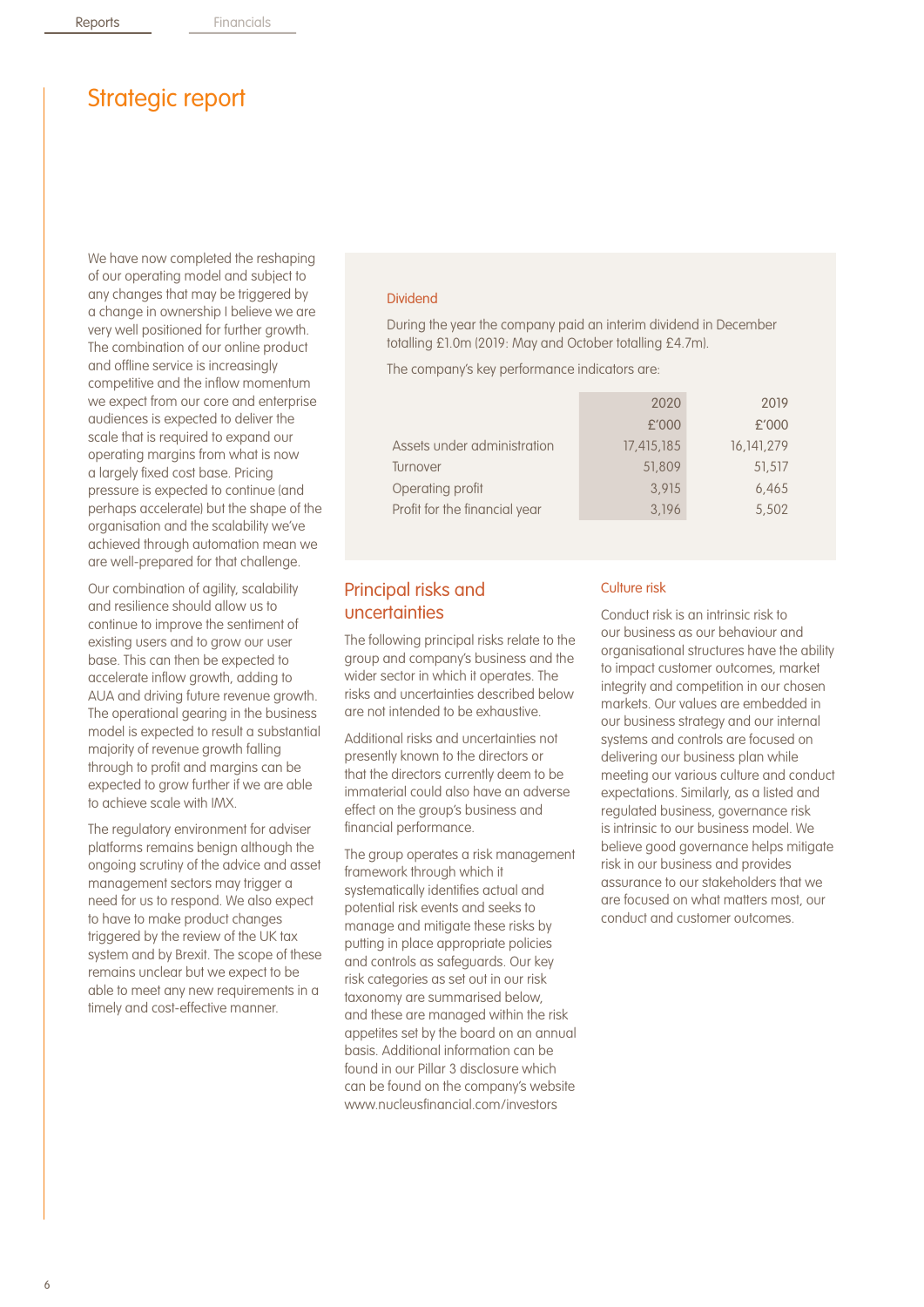# Strategic report

We have now completed the reshaping of our operating model and subject to any changes that may be triggered by a change in ownership I believe we are very well positioned for further growth. The combination of our online product and offline service is increasingly competitive and the inflow momentum we expect from our core and enterprise audiences is expected to deliver the scale that is required to expand our operating margins from what is now a largely fixed cost base. Pricing pressure is expected to continue (and perhaps accelerate) but the shape of the organisation and the scalability we've achieved through automation mean we are well-prepared for that challenge.

Our combination of agility, scalability and resilience should allow us to continue to improve the sentiment of existing users and to grow our user base. This can then be expected to accelerate inflow growth, adding to AUA and driving future revenue growth. The operational gearing in the business model is expected to result a substantial majority of revenue growth falling through to profit and margins can be expected to grow further if we are able to achieve scale with IMX.

The regulatory environment for adviser platforms remains benign although the ongoing scrutiny of the advice and asset management sectors may trigger a need for us to respond. We also expect to have to make product changes triggered by the review of the UK tax system and by Brexit. The scope of these remains unclear but we expect to be able to meet any new requirements in a timely and cost-effective manner.

### Dividend

During the year the company paid an interim dividend in December totalling £1.0m (2019: May and October totalling £4.7m).

The company's key performance indicators are:

| | 2020 £'000 | 2019 £'000 |
|---|---|---|
| Assets under administration | 17,415,185 | 16,141,279 |
| Turnover | 51,809 | 51,517 |
| Operating profit | 3,915 | 6,465 |
| Profit for the financial year | 3,196 | 5,502 |

## Principal risks and uncertainties

The following principal risks relate to the group and company's business and the wider sector in which it operates. The risks and uncertainties described below are not intended to be exhaustive.

Additional risks and uncertainties not presently known to the directors or that the directors currently deem to be immaterial could also have an adverse effect on the group's business and financial performance.

The group operates a risk management framework through which it systematically identifies actual and potential risk events and seeks to manage and mitigate these risks by putting in place appropriate policies and controls as safeguards. Our key risk categories as set out in our risk taxonomy are summarised below, and these are managed within the risk appetites set by the board on an annual basis. Additional information can be found in our Pillar 3 disclosure which can be found on the company's website www.nucleusfinancial.com/investors

### Culture risk

Conduct risk is an intrinsic risk to our business as our behaviour and organisational structures have the ability to impact customer outcomes, market integrity and competition in our chosen markets. Our values are embedded in our business strategy and our internal systems and controls are focused on delivering our business plan while meeting our various culture and conduct expectations. Similarly, as a listed and regulated business, governance risk is intrinsic to our business model. We believe good governance helps mitigate risk in our business and provides assurance to our stakeholders that we are focused on what matters most, our conduct and customer outcomes.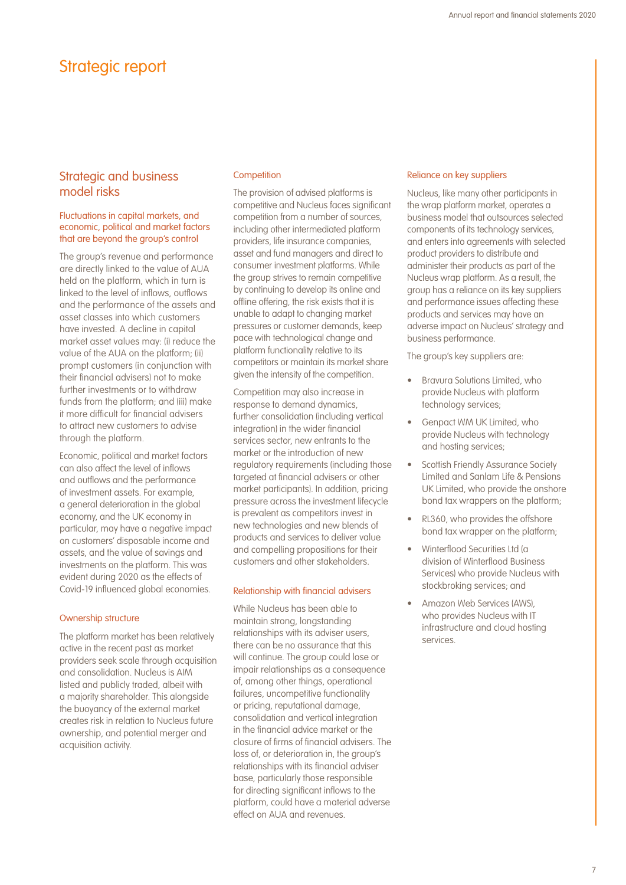# Strategic report

## Strategic and business model risks

### Fluctuations in capital markets, and economic, political and market factors that are beyond the group's control

The group's revenue and performance are directly linked to the value of AUA held on the platform, which in turn is linked to the level of inflows, outflows and the performance of the assets and asset classes into which customers have invested. A decline in capital market asset values may: (i) reduce the value of the AUA on the platform; (ii) prompt customers (in conjunction with their financial advisers) not to make further investments or to withdraw funds from the platform; and (iii) make it more difficult for financial advisers to attract new customers to advise through the platform.

Economic, political and market factors can also affect the level of inflows and outflows and the performance of investment assets. For example, a general deterioration in the global economy, and the UK economy in particular, may have a negative impact on customers' disposable income and assets, and the value of savings and investments on the platform. This was evident during 2020 as the effects of Covid-19 influenced global economies.

### Ownership structure

The platform market has been relatively active in the recent past as market providers seek scale through acquisition and consolidation. Nucleus is AIM listed and publicly traded, albeit with a majority shareholder. This alongside the buoyancy of the external market creates risk in relation to Nucleus future ownership, and potential merger and acquisition activity.

### Competition

The provision of advised platforms is competitive and Nucleus faces significant competition from a number of sources, including other intermediated platform providers, life insurance companies, asset and fund managers and direct to consumer investment platforms. While the group strives to remain competitive by continuing to develop its online and offline offering, the risk exists that it is unable to adapt to changing market pressures or customer demands, keep pace with technological change and platform functionality relative to its competitors or maintain its market share given the intensity of the competition.

Competition may also increase in response to demand dynamics, further consolidation (including vertical integration) in the wider financial services sector, new entrants to the market or the introduction of new regulatory requirements (including those targeted at financial advisers or other market participants). In addition, pricing pressure across the investment lifecycle is prevalent as competitors invest in new technologies and new blends of products and services to deliver value and compelling propositions for their customers and other stakeholders.

### Relationship with financial advisers

While Nucleus has been able to maintain strong, longstanding relationships with its adviser users, there can be no assurance that this will continue. The group could lose or impair relationships as a consequence of, among other things, operational failures, uncompetitive functionality or pricing, reputational damage, consolidation and vertical integration in the financial advice market or the closure of firms of financial advisers. The loss of, or deterioration in, the group's relationships with its financial adviser base, particularly those responsible for directing significant inflows to the platform, could have a material adverse effect on AUA and revenues.

### Reliance on key suppliers

Nucleus, like many other participants in the wrap platform market, operates a business model that outsources selected components of its technology services, and enters into agreements with selected product providers to distribute and administer their products as part of the Nucleus wrap platform. As a result, the group has a reliance on its key suppliers and performance issues affecting these products and services may have an adverse impact on Nucleus' strategy and business performance.

The group's key suppliers are:

- Bravura Solutions Limited, who provide Nucleus with platform technology services;
- Genpact WM UK Limited, who provide Nucleus with technology and hosting services;
- Scottish Friendly Assurance Society Limited and Sanlam Life & Pensions UK Limited, who provide the onshore bond tax wrappers on the platform;
- RL360, who provides the offshore bond tax wrapper on the platform;
- Winterflood Securities Ltd (a division of Winterflood Business Services) who provide Nucleus with stockbroking services; and
- Amazon Web Services (AWS), who provides Nucleus with IT infrastructure and cloud hosting services.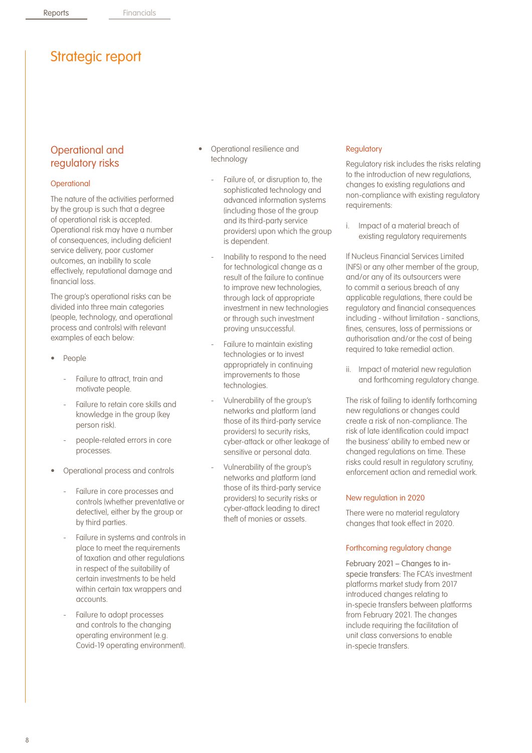# Strategic report

## Operational and regulatory risks

### Operational

The nature of the activities performed by the group is such that a degree of operational risk is accepted. Operational risk may have a number of consequences, including deficient service delivery, poor customer outcomes, an inability to scale effectively, reputational damage and financial loss.

The group's operational risks can be divided into three main categories (people, technology, and operational process and controls) with relevant examples of each below:

- People
  - Failure to attract, train and motivate people.
  - Failure to retain core skills and knowledge in the group (key person risk).
  - people-related errors in core processes.
- Operational process and controls
  - Failure in core processes and controls (whether preventative or detective), either by the group or by third parties.
  - Failure in systems and controls in place to meet the requirements of taxation and other regulations in respect of the suitability of certain investments to be held within certain tax wrappers and accounts.
  - Failure to adopt processes and controls to the changing operating environment (e.g. Covid-19 operating environment).
- Operational resilience and technology
  - Failure of, or disruption to, the sophisticated technology and advanced information systems (including those of the group and its third-party service providers) upon which the group is dependent.
  - Inability to respond to the need for technological change as a result of the failure to continue to improve new technologies, through lack of appropriate investment in new technologies or through such investment proving unsuccessful.
  - Failure to maintain existing technologies or to invest appropriately in continuing improvements to those technologies.
  - Vulnerability of the group's networks and platform (and those of its third-party service providers) to security risks, cyber-attack or other leakage of sensitive or personal data.
  - Vulnerability of the group's networks and platform (and those of its third-party service providers) to security risks or cyber-attack leading to direct theft of monies or assets.

### Regulatory

Regulatory risk includes the risks relating to the introduction of new regulations, changes to existing regulations and non-compliance with existing regulatory requirements:

i. Impact of a material breach of existing regulatory requirements

If Nucleus Financial Services Limited (NFS) or any other member of the group, and/or any of its outsourcers were to commit a serious breach of any applicable regulations, there could be regulatory and financial consequences including - without limitation - sanctions, fines, censures, loss of permissions or authorisation and/or the cost of being required to take remedial action.

ii. Impact of material new regulation and forthcoming regulatory change.

The risk of failing to identify forthcoming new regulations or changes could create a risk of non-compliance. The risk of late identification could impact the business' ability to embed new or changed regulations on time. These risks could result in regulatory scrutiny, enforcement action and remedial work.

### New regulation in 2020

There were no material regulatory changes that took effect in 2020.

### Forthcoming regulatory change

February 2021 – Changes to in-specie transfers: The FCA's investment platforms market study from 2017 introduced changes relating to in-specie transfers between platforms from February 2021. The changes include requiring the facilitation of unit class conversions to enable in-specie transfers.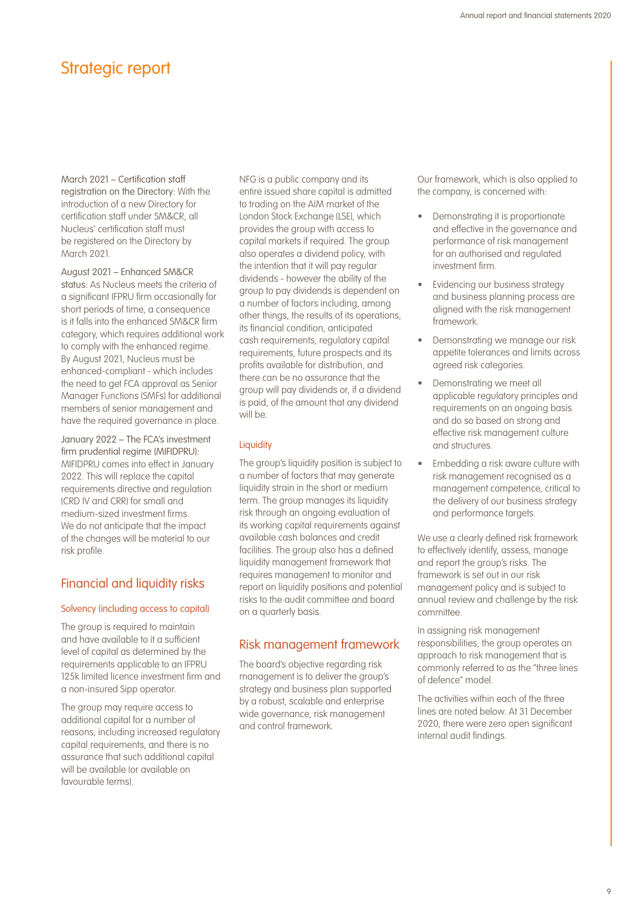# Strategic report

March 2021 – Certification staff registration on the Directory: With the introduction of a new Directory for certification staff under SM&CR, all Nucleus' certification staff must be registered on the Directory by March 2021.

August 2021 – Enhanced SM&CR status: As Nucleus meets the criteria of a significant IFPRU firm occasionally for short periods of time, a consequence is it falls into the enhanced SM&CR firm category, which requires additional work to comply with the enhanced regime. By August 2021, Nucleus must be enhanced-compliant - which includes the need to get FCA approval as Senior Manager Functions (SMFs) for additional members of senior management and have the required governance in place.

January 2022 – The FCA's investment firm prudential regime (MIFIDPRU): MIFIDPRU comes into effect in January 2022. This will replace the capital requirements directive and regulation (CRD IV and CRR) for small and medium-sized investment firms. We do not anticipate that the impact of the changes will be material to our risk profile.

## Financial and liquidity risks

### Solvency (including access to capital)

The group is required to maintain and have available to it a sufficient level of capital as determined by the requirements applicable to an IFPRU 125k limited licence investment firm and a non-insured Sipp operator.

The group may require access to additional capital for a number of reasons, including increased regulatory capital requirements, and there is no assurance that such additional capital will be available (or available on favourable terms).

NFG is a public company and its entire issued share capital is admitted to trading on the AIM market of the London Stock Exchange (LSE), which provides the group with access to capital markets if required. The group also operates a dividend policy, with the intention that it will pay regular dividends - however the ability of the group to pay dividends is dependent on a number of factors including, among other things, the results of its operations, its financial condition, anticipated cash requirements, regulatory capital requirements, future prospects and its profits available for distribution, and there can be no assurance that the group will pay dividends or, if a dividend is paid, of the amount that any dividend will be.

### Liquidity

The group's liquidity position is subject to a number of factors that may generate liquidity strain in the short or medium term. The group manages its liquidity risk through an ongoing evaluation of its working capital requirements against available cash balances and credit facilities. The group also has a defined liquidity management framework that requires management to monitor and report on liquidity positions and potential risks to the audit committee and board on a quarterly basis.

## Risk management framework

The board's objective regarding risk management is to deliver the group's strategy and business plan supported by a robust, scalable and enterprise wide governance, risk management and control framework.

Our framework, which is also applied to the company, is concerned with:

- Demonstrating it is proportionate and effective in the governance and performance of risk management for an authorised and regulated investment firm.
- Evidencing our business strategy and business planning process are aligned with the risk management framework.
- Demonstrating we manage our risk appetite tolerances and limits across agreed risk categories.
- Demonstrating we meet all applicable regulatory principles and requirements on an ongoing basis and do so based on strong and effective risk management culture and structures.
- Embedding a risk aware culture with risk management recognised as a management competence, critical to the delivery of our business strategy and performance targets.

We use a clearly defined risk framework to effectively identify, assess, manage and report the group's risks. The framework is set out in our risk management policy and is subject to annual review and challenge by the risk committee.

In assigning risk management responsibilities, the group operates an approach to risk management that is commonly referred to as the "three lines of defence" model.

The activities within each of the three lines are noted below. At 31 December 2020, there were zero open significant internal audit findings.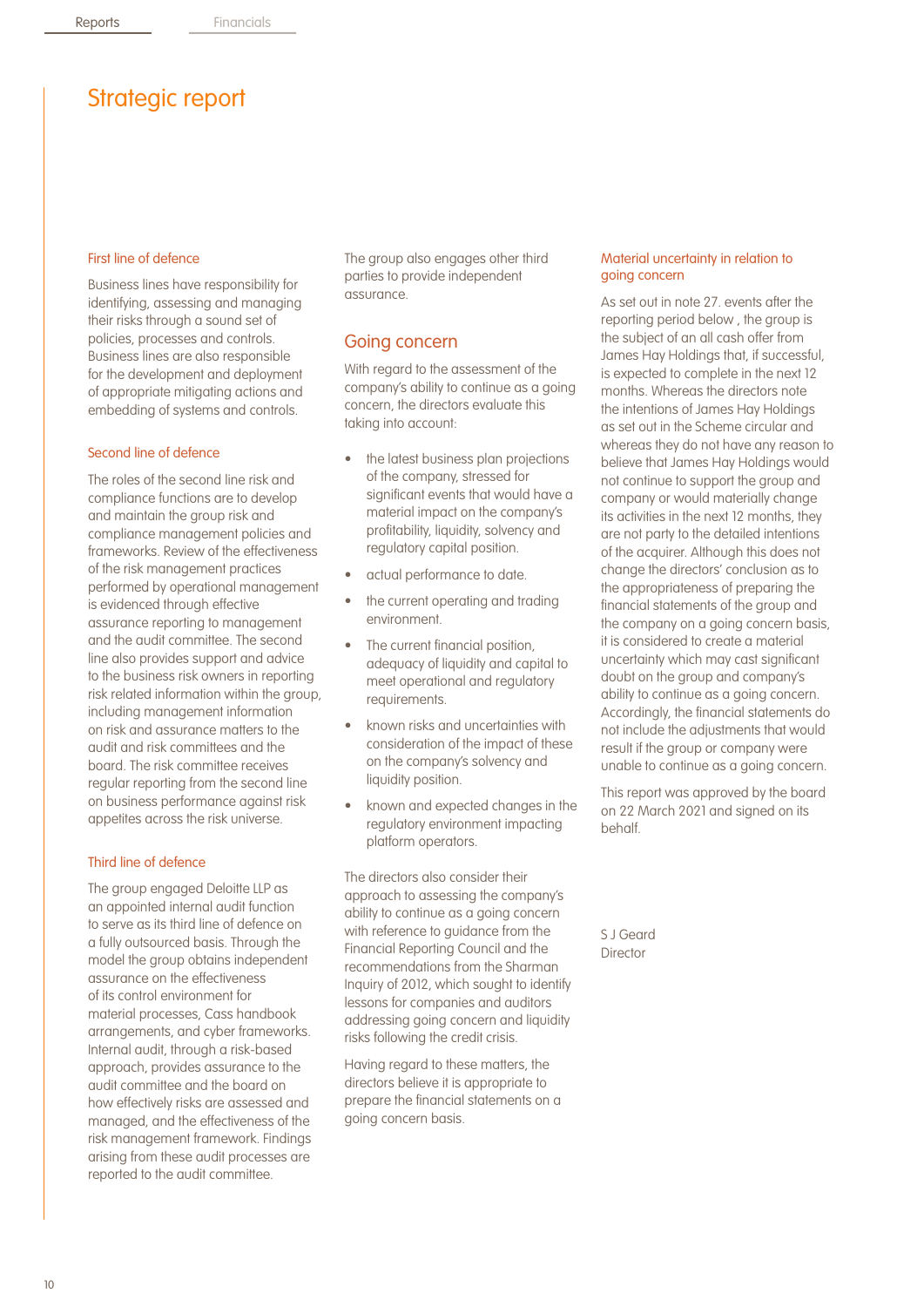# Strategic report

### First line of defence

Business lines have responsibility for identifying, assessing and managing their risks through a sound set of policies, processes and controls. Business lines are also responsible for the development and deployment of appropriate mitigating actions and embedding of systems and controls.

### Second line of defence

The roles of the second line risk and compliance functions are to develop and maintain the group risk and compliance management policies and frameworks. Review of the effectiveness of the risk management practices performed by operational management is evidenced through effective assurance reporting to management and the audit committee. The second line also provides support and advice to the business risk owners in reporting risk related information within the group, including management information on risk and assurance matters to the audit and risk committees and the board. The risk committee receives regular reporting from the second line on business performance against risk appetites across the risk universe.

### Third line of defence

The group engaged Deloitte LLP as an appointed internal audit function to serve as its third line of defence on a fully outsourced basis. Through the model the group obtains independent assurance on the effectiveness of its control environment for material processes, Cass handbook arrangements, and cyber frameworks. Internal audit, through a risk-based approach, provides assurance to the audit committee and the board on how effectively risks are assessed and managed, and the effectiveness of the risk management framework. Findings arising from these audit processes are reported to the audit committee.

The group also engages other third parties to provide independent assurance.

## Going concern

With regard to the assessment of the company's ability to continue as a going concern, the directors evaluate this taking into account:

- the latest business plan projections of the company, stressed for significant events that would have a material impact on the company's profitability, liquidity, solvency and regulatory capital position.
- actual performance to date.
- the current operating and trading environment.
- The current financial position, adequacy of liquidity and capital to meet operational and regulatory requirements.
- known risks and uncertainties with consideration of the impact of these on the company's solvency and liquidity position.
- known and expected changes in the regulatory environment impacting platform operators.

The directors also consider their approach to assessing the company's ability to continue as a going concern with reference to guidance from the Financial Reporting Council and the recommendations from the Sharman Inquiry of 2012, which sought to identify lessons for companies and auditors addressing going concern and liquidity risks following the credit crisis.

Having regard to these matters, the directors believe it is appropriate to prepare the financial statements on a going concern basis.

### Material uncertainty in relation to going concern

As set out in note 27. events after the reporting period below , the group is the subject of an all cash offer from James Hay Holdings that, if successful, is expected to complete in the next 12 months. Whereas the directors note the intentions of James Hay Holdings as set out in the Scheme circular and whereas they do not have any reason to believe that James Hay Holdings would not continue to support the group and company or would materially change its activities in the next 12 months, they are not party to the detailed intentions of the acquirer. Although this does not change the directors' conclusion as to the appropriateness of preparing the financial statements of the group and the company on a going concern basis, it is considered to create a material uncertainty which may cast significant doubt on the group and company's ability to continue as a going concern. Accordingly, the financial statements do not include the adjustments that would result if the group or company were unable to continue as a going concern.

This report was approved by the board on 22 March 2021 and signed on its behalf.

S J Geard
Director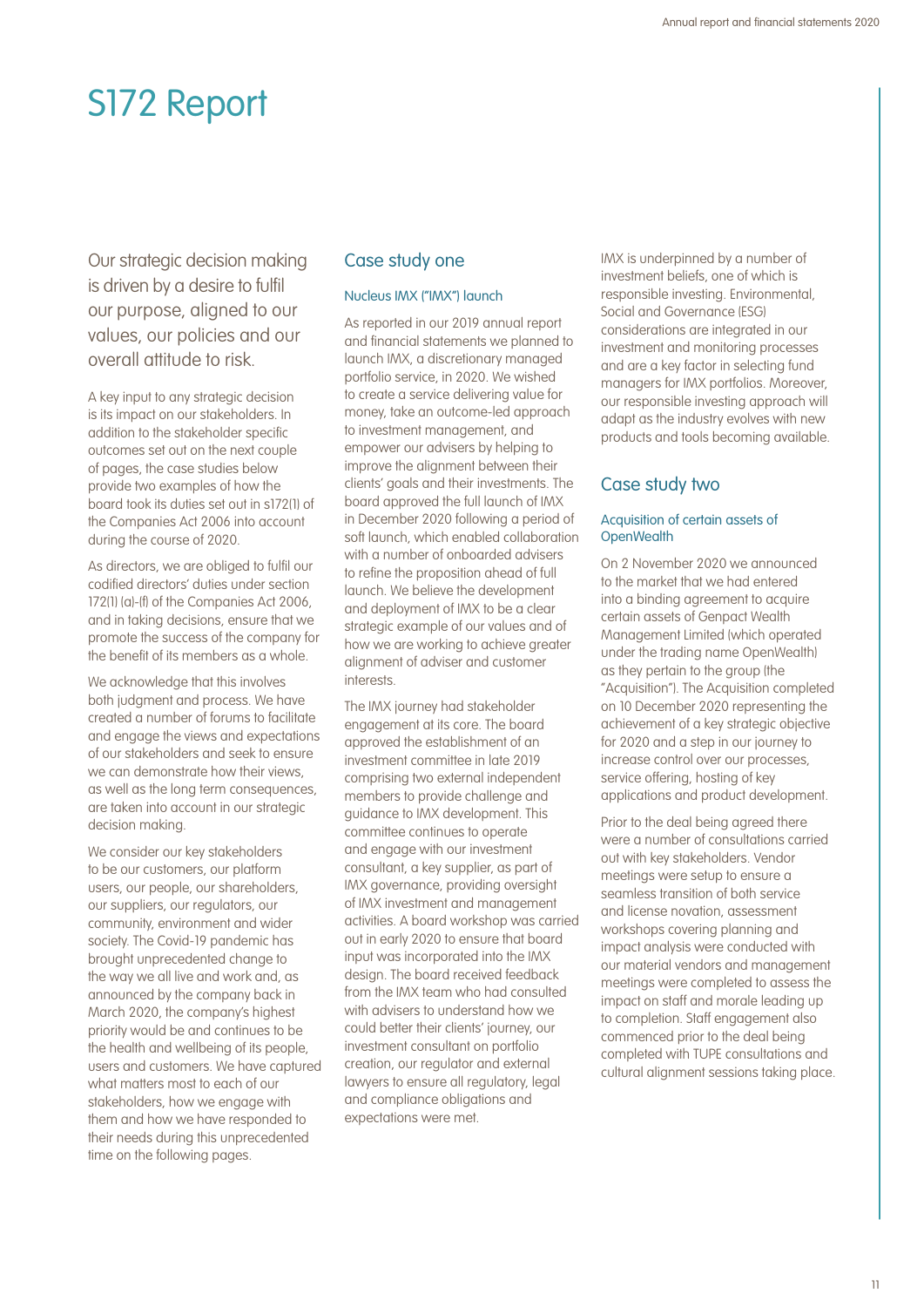# S172 Report

Our strategic decision making is driven by a desire to fulfil our purpose, aligned to our values, our policies and our overall attitude to risk.

A key input to any strategic decision is its impact on our stakeholders. In addition to the stakeholder specific outcomes set out on the next couple of pages, the case studies below provide two examples of how the board took its duties set out in s172(1) of the Companies Act 2006 into account during the course of 2020.

As directors, we are obliged to fulfil our codified directors' duties under section 172(1) (a)-(f) of the Companies Act 2006, and in taking decisions, ensure that we promote the success of the company for the benefit of its members as a whole.

We acknowledge that this involves both judgment and process. We have created a number of forums to facilitate and engage the views and expectations of our stakeholders and seek to ensure we can demonstrate how their views, as well as the long term consequences, are taken into account in our strategic decision making.

We consider our key stakeholders to be our customers, our platform users, our people, our shareholders, our suppliers, our regulators, our community, environment and wider society. The Covid-19 pandemic has brought unprecedented change to the way we all live and work and, as announced by the company back in March 2020, the company's highest priority would be and continues to be the health and wellbeing of its people, users and customers. We have captured what matters most to each of our stakeholders, how we engage with them and how we have responded to their needs during this unprecedented time on the following pages.

## Case study one

### Nucleus IMX ("IMX") launch

As reported in our 2019 annual report and financial statements we planned to launch IMX, a discretionary managed portfolio service, in 2020. We wished to create a service delivering value for money, take an outcome-led approach to investment management, and empower our advisers by helping to improve the alignment between their clients' goals and their investments. The board approved the full launch of IMX in December 2020 following a period of soft launch, which enabled collaboration with a number of onboarded advisers to refine the proposition ahead of full launch. We believe the development and deployment of IMX to be a clear strategic example of our values and of how we are working to achieve greater alignment of adviser and customer interests.

The IMX journey had stakeholder engagement at its core. The board approved the establishment of an investment committee in late 2019 comprising two external independent members to provide challenge and guidance to IMX development. This committee continues to operate and engage with our investment consultant, a key supplier, as part of IMX governance, providing oversight of IMX investment and management activities. A board workshop was carried out in early 2020 to ensure that board input was incorporated into the IMX design. The board received feedback from the IMX team who had consulted with advisers to understand how we could better their clients' journey, our investment consultant on portfolio creation, our regulator and external lawyers to ensure all regulatory, legal and compliance obligations and expectations were met.

IMX is underpinned by a number of investment beliefs, one of which is responsible investing. Environmental, Social and Governance (ESG) considerations are integrated in our investment and monitoring processes and are a key factor in selecting fund managers for IMX portfolios. Moreover, our responsible investing approach will adapt as the industry evolves with new products and tools becoming available.

## Case study two

### Acquisition of certain assets of OpenWealth

On 2 November 2020 we announced to the market that we had entered into a binding agreement to acquire certain assets of Genpact Wealth Management Limited (which operated under the trading name OpenWealth) as they pertain to the group (the "Acquisition"). The Acquisition completed on 10 December 2020 representing the achievement of a key strategic objective for 2020 and a step in our journey to increase control over our processes, service offering, hosting of key applications and product development.

Prior to the deal being agreed there were a number of consultations carried out with key stakeholders. Vendor meetings were setup to ensure a seamless transition of both service and license novation, assessment workshops covering planning and impact analysis were conducted with our material vendors and management meetings were completed to assess the impact on staff and morale leading up to completion. Staff engagement also commenced prior to the deal being completed with TUPE consultations and cultural alignment sessions taking place.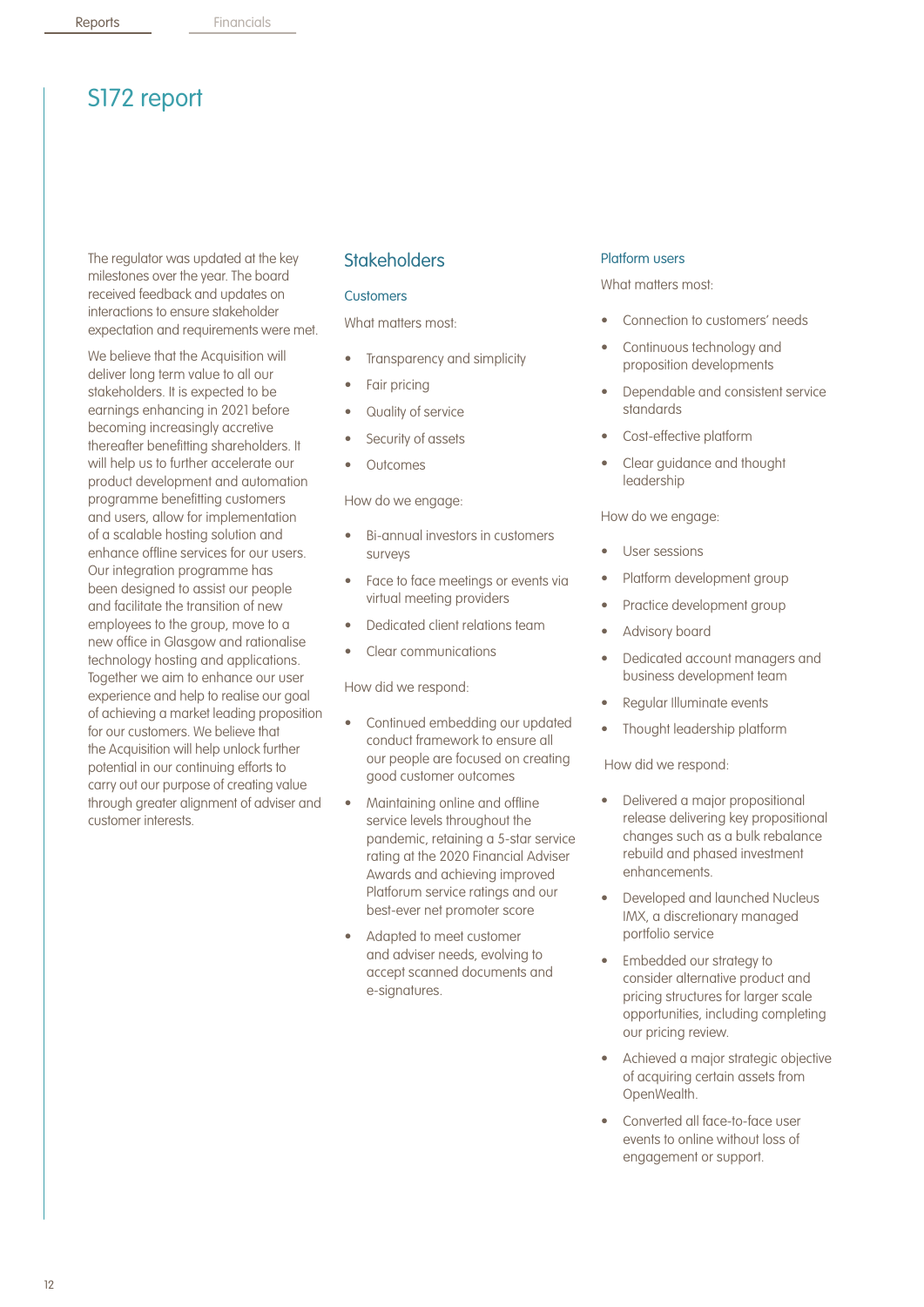# S172 report

The regulator was updated at the key milestones over the year. The board received feedback and updates on interactions to ensure stakeholder expectation and requirements were met.

We believe that the Acquisition will deliver long term value to all our stakeholders. It is expected to be earnings enhancing in 2021 before becoming increasingly accretive thereafter benefitting shareholders. It will help us to further accelerate our product development and automation programme benefitting customers and users, allow for implementation of a scalable hosting solution and enhance offline services for our users. Our integration programme has been designed to assist our people and facilitate the transition of new employees to the group, move to a new office in Glasgow and rationalise technology hosting and applications. Together we aim to enhance our user experience and help to realise our goal of achieving a market leading proposition for our customers. We believe that the Acquisition will help unlock further potential in our continuing efforts to carry out our purpose of creating value through greater alignment of adviser and customer interests.

## Stakeholders

### Customers

What matters most:

- Transparency and simplicity
- Fair pricing
- Quality of service
- Security of assets
- Outcomes

How do we engage:

- Bi-annual investors in customers surveys
- Face to face meetings or events via virtual meeting providers
- Dedicated client relations team
- Clear communications

How did we respond:

- Continued embedding our updated conduct framework to ensure all our people are focused on creating good customer outcomes
- Maintaining online and offline service levels throughout the pandemic, retaining a 5-star service rating at the 2020 Financial Adviser Awards and achieving improved Platforum service ratings and our best-ever net promoter score
- Adapted to meet customer and adviser needs, evolving to accept scanned documents and e-signatures.

### Platform users

What matters most:

- Connection to customers' needs
- Continuous technology and proposition developments
- Dependable and consistent service standards
- Cost-effective platform
- Clear guidance and thought leadership

How do we engage:

- User sessions
- Platform development group
- Practice development group
- Advisory board
- Dedicated account managers and business development team
- Regular Illuminate events
- Thought leadership platform

How did we respond:

- Delivered a major propositional release delivering key propositional changes such as a bulk rebalance rebuild and phased investment enhancements.
- Developed and launched Nucleus IMX, a discretionary managed portfolio service
- Embedded our strategy to consider alternative product and pricing structures for larger scale opportunities, including completing our pricing review.
- Achieved a major strategic objective of acquiring certain assets from OpenWealth.
- Converted all face-to-face user events to online without loss of engagement or support.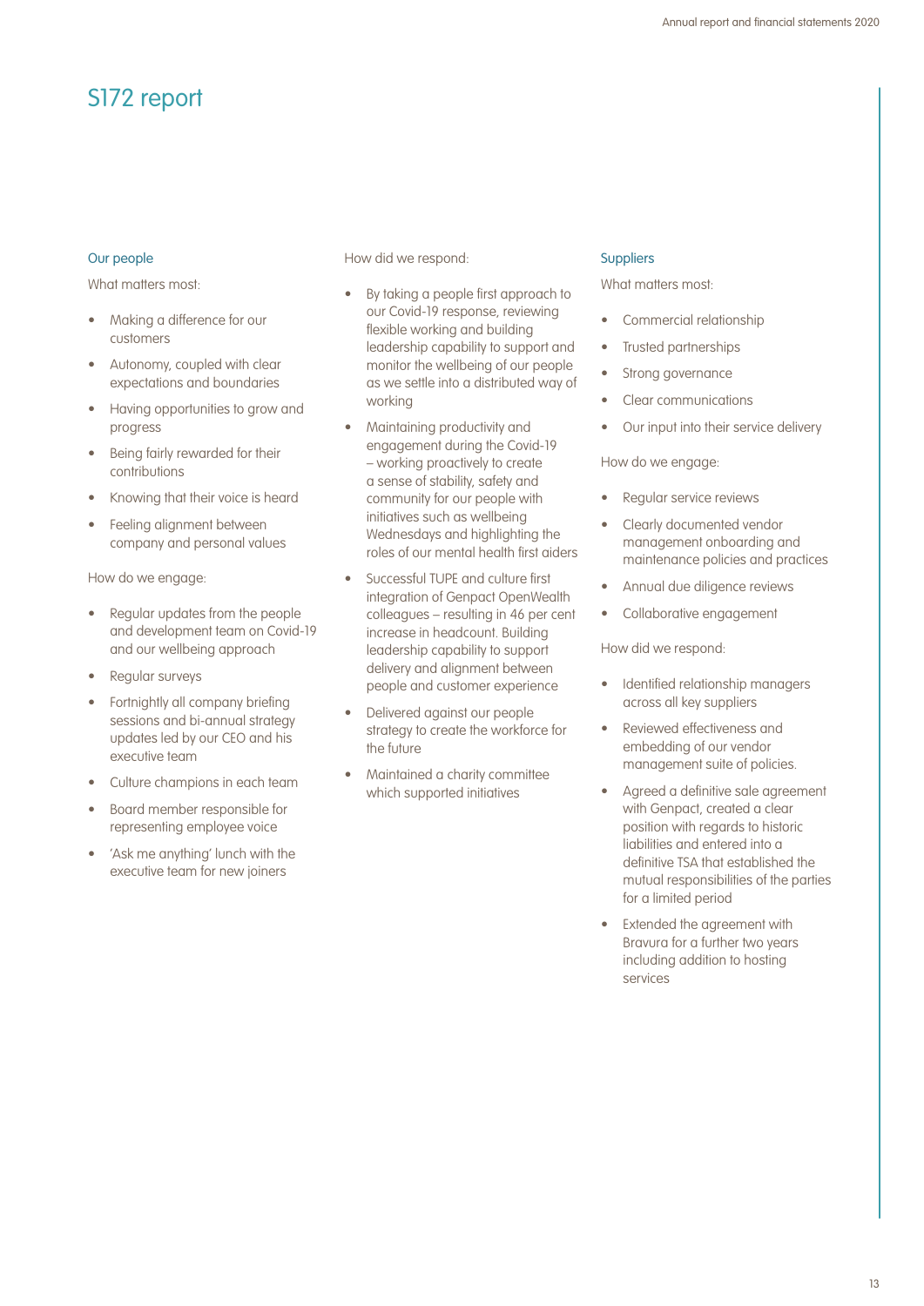# S172 report

### Our people

What matters most:

- Making a difference for our customers
- Autonomy, coupled with clear expectations and boundaries
- Having opportunities to grow and progress
- Being fairly rewarded for their contributions
- Knowing that their voice is heard
- Feeling alignment between company and personal values

How do we engage:

- Regular updates from the people and development team on Covid-19 and our wellbeing approach
- Regular surveys
- Fortnightly all company briefing sessions and bi-annual strategy updates led by our CEO and his executive team
- Culture champions in each team
- Board member responsible for representing employee voice
- 'Ask me anything' lunch with the executive team for new joiners

How did we respond:

- By taking a people first approach to our Covid-19 response, reviewing flexible working and building leadership capability to support and monitor the wellbeing of our people as we settle into a distributed way of working
- Maintaining productivity and engagement during the Covid-19 – working proactively to create a sense of stability, safety and community for our people with initiatives such as wellbeing Wednesdays and highlighting the roles of our mental health first aiders
- Successful TUPE and culture first integration of Genpact OpenWealth colleagues – resulting in 46 per cent increase in headcount. Building leadership capability to support delivery and alignment between people and customer experience
- Delivered against our people strategy to create the workforce for the future
- Maintained a charity committee which supported initiatives

### Suppliers

What matters most:

- Commercial relationship
- Trusted partnerships
- Strong governance
- Clear communications
- Our input into their service delivery

How do we engage:

- Regular service reviews
- Clearly documented vendor management onboarding and maintenance policies and practices
- Annual due diligence reviews
- Collaborative engagement

How did we respond:

- Identified relationship managers across all key suppliers
- Reviewed effectiveness and embedding of our vendor management suite of policies.
- Agreed a definitive sale agreement with Genpact, created a clear position with regards to historic liabilities and entered into a definitive TSA that established the mutual responsibilities of the parties for a limited period
- Extended the agreement with Bravura for a further two years including addition to hosting services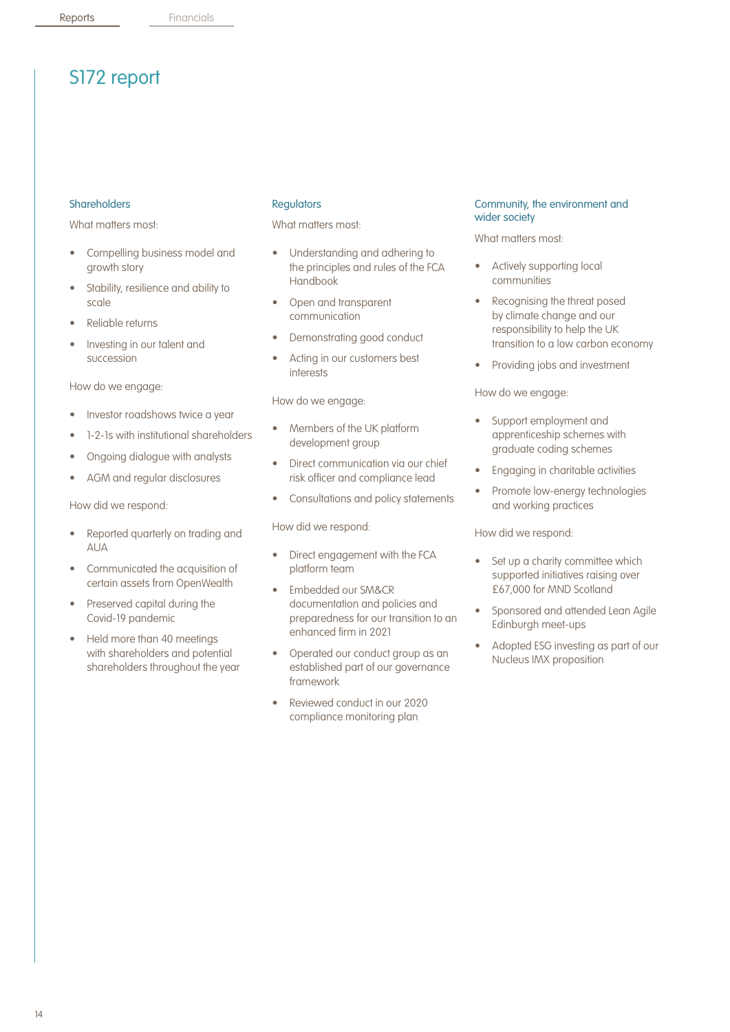# S172 report

## Shareholders

What matters most:

- Compelling business model and growth story
- Stability, resilience and ability to scale
- Reliable returns
- Investing in our talent and succession

How do we engage:

- Investor roadshows twice a year
- 1-2-1s with institutional shareholders
- Ongoing dialogue with analysts
- AGM and regular disclosures

How did we respond:

- Reported quarterly on trading and AUA
- Communicated the acquisition of certain assets from OpenWealth
- Preserved capital during the Covid-19 pandemic
- Held more than 40 meetings with shareholders and potential shareholders throughout the year

## Regulators

What matters most:

- Understanding and adhering to the principles and rules of the FCA Handbook
- Open and transparent communication
- Demonstrating good conduct
- Acting in our customers best interests

How do we engage:

- Members of the UK platform development group
- Direct communication via our chief risk officer and compliance lead
- Consultations and policy statements

How did we respond:

- Direct engagement with the FCA platform team
- Embedded our SM&CR documentation and policies and preparedness for our transition to an enhanced firm in 2021
- Operated our conduct group as an established part of our governance framework
- Reviewed conduct in our 2020 compliance monitoring plan

## Community, the environment and wider society

What matters most:

- Actively supporting local communities
- Recognising the threat posed by climate change and our responsibility to help the UK transition to a low carbon economy
- Providing jobs and investment

How do we engage:

- Support employment and apprenticeship schemes with graduate coding schemes
- Engaging in charitable activities
- Promote low-energy technologies and working practices

How did we respond:

- Set up a charity committee which supported initiatives raising over £67,000 for MND Scotland
- Sponsored and attended Lean Agile Edinburgh meet-ups
- Adopted ESG investing as part of our Nucleus IMX proposition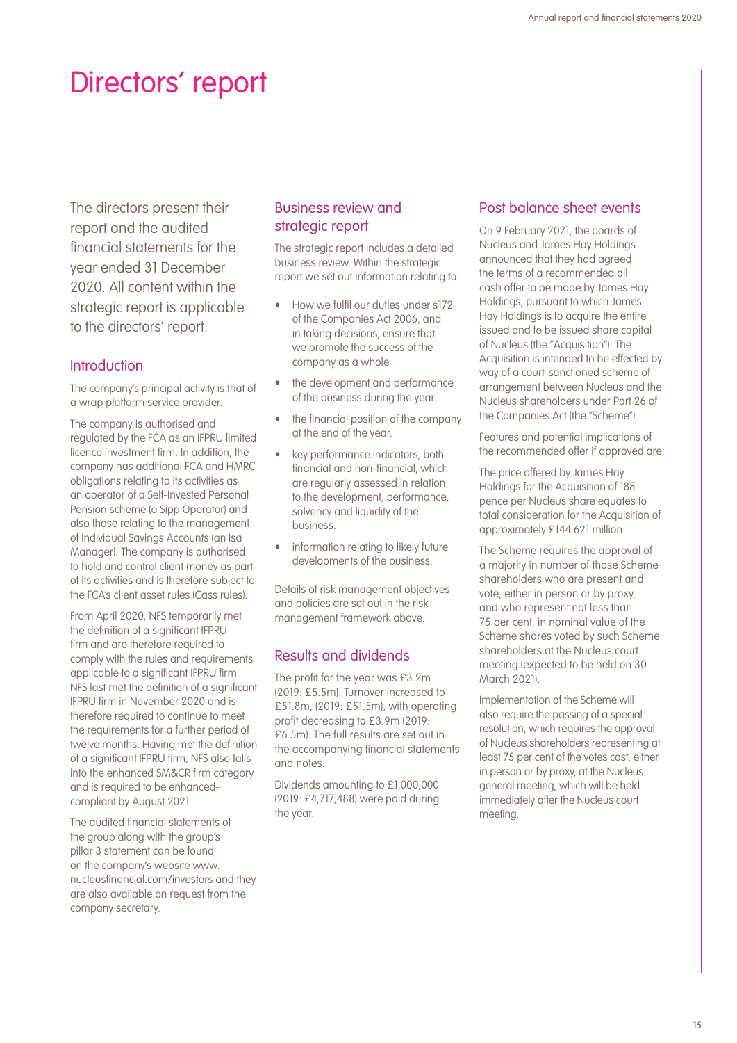# Directors' report

The directors present their report and the audited financial statements for the year ended 31 December 2020. All content within the strategic report is applicable to the directors' report.

## Introduction

The company's principal activity is that of a wrap platform service provider.

The company is authorised and regulated by the FCA as an IFPRU limited licence investment firm. In addition, the company has additional FCA and HMRC obligations relating to its activities as an operator of a Self-Invested Personal Pension scheme (a Sipp Operator) and also those relating to the management of Individual Savings Accounts (an Isa Manager). The company is authorised to hold and control client money as part of its activities and is therefore subject to the FCA's client asset rules (Cass rules).

From April 2020, NFS temporarily met the definition of a significant IFPRU firm and are therefore required to comply with the rules and requirements applicable to a significant IFPRU firm. NFS last met the definition of a significant IFPRU firm in November 2020 and is therefore required to continue to meet the requirements for a further period of twelve months. Having met the definition of a significant IFPRU firm, NFS also falls into the enhanced SM&CR firm category and is required to be enhanced-compliant by August 2021.

The audited financial statements of the group along with the group's pillar 3 statement can be found on the company's website www.nucleusfinancial.com/investors and they are also available on request from the company secretary.

## Business review and strategic report

The strategic report includes a detailed business review. Within the strategic report we set out information relating to:

- How we fulfil our duties under s172 of the Companies Act 2006, and in taking decisions, ensure that we promote the success of the company as a whole
- the development and performance of the business during the year.
- the financial position of the company at the end of the year.
- key performance indicators, both financial and non-financial, which are regularly assessed in relation to the development, performance, solvency and liquidity of the business.
- information relating to likely future developments of the business.

Details of risk management objectives and policies are set out in the risk management framework above.

## Results and dividends

The profit for the year was £3.2m (2019: £5.5m). Turnover increased to £51.8m, (2019: £51.5m), with operating profit decreasing to £3.9m (2019: £6.5m). The full results are set out in the accompanying financial statements and notes.

Dividends amounting to £1,000,000 (2019: £4,717,488) were paid during the year.

## Post balance sheet events

On 9 February 2021, the boards of Nucleus and James Hay Holdings announced that they had agreed the terms of a recommended all cash offer to be made by James Hay Holdings, pursuant to which James Hay Holdings is to acquire the entire issued and to be issued share capital of Nucleus (the "Acquisition"). The Acquisition is intended to be effected by way of a court-sanctioned scheme of arrangement between Nucleus and the Nucleus shareholders under Part 26 of the Companies Act (the "Scheme").

Features and potential implications of the recommended offer if approved are:

The price offered by James Hay Holdings for the Acquisition of 188 pence per Nucleus share equates to total consideration for the Acquisition of approximately £144.621 million.

The Scheme requires the approval of a majority in number of those Scheme shareholders who are present and vote, either in person or by proxy, and who represent not less than 75 per cent, in nominal value of the Scheme shares voted by such Scheme shareholders at the Nucleus court meeting (expected to be held on 30 March 2021).

Implementation of the Scheme will also require the passing of a special resolution, which requires the approval of Nucleus shareholders representing at least 75 per cent of the votes cast, either in person or by proxy, at the Nucleus general meeting, which will be held immediately after the Nucleus court meeting.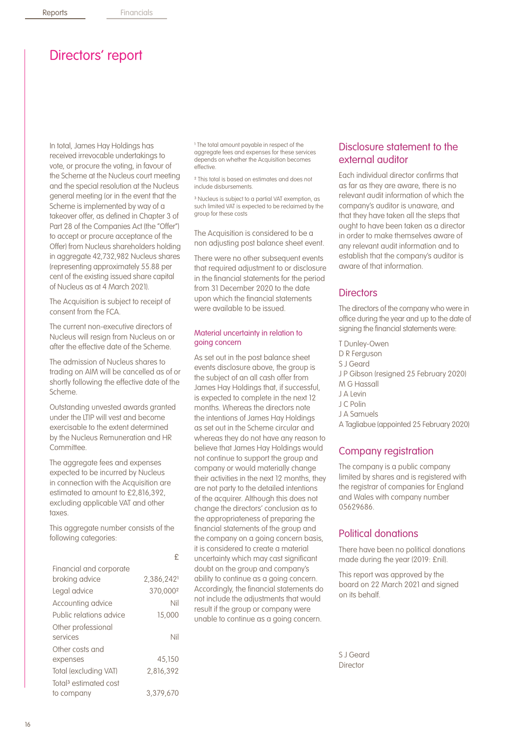# Directors' report

In total, James Hay Holdings has received irrevocable undertakings to vote, or procure the voting, in favour of the Scheme at the Nucleus court meeting and the special resolution at the Nucleus general meeting (or in the event that the Scheme is implemented by way of a takeover offer, as defined in Chapter 3 of Part 28 of the Companies Act (the "Offer") to accept or procure acceptance of the Offer) from Nucleus shareholders holding in aggregate 42,732,982 Nucleus shares (representing approximately 55.88 per cent of the existing issued share capital of Nucleus as at 4 March 2021).

The Acquisition is subject to receipt of consent from the FCA.

The current non-executive directors of Nucleus will resign from Nucleus on or after the effective date of the Scheme.

The admission of Nucleus shares to trading on AIM will be cancelled as of or shortly following the effective date of the Scheme.

Outstanding unvested awards granted under the LTIP will vest and become exercisable to the extent determined by the Nucleus Remuneration and HR Committee.

The aggregate fees and expenses expected to be incurred by Nucleus in connection with the Acquisition are estimated to amount to £2,816,392, excluding applicable VAT and other taxes.

This aggregate number consists of the following categories:

| | £ |
|---|---|
| Financial and corporate broking advice | 2,386,242[1] |
| Legal advice | 370,000[2] |
| Accounting advice | Nil |
| Public relations advice | 15,000 |
| Other professional services | Nil |
| Other costs and expenses | 45,150 |
| Total (excluding VAT) | 2,816,392 |
| Total[3] estimated cost to company | 3,379,670 |

[1] The total amount payable in respect of the aggregate fees and expenses for these services depends on whether the Acquisition becomes effective.

[2] This total is based on estimates and does not include disbursements.

[3] Nucleus is subject to a partial VAT exemption, as such limited VAT is expected to be reclaimed by the group for these costs

The Acquisition is considered to be a non adjusting post balance sheet event.

There were no other subsequent events that required adjustment to or disclosure in the financial statements for the period from 31 December 2020 to the date upon which the financial statements were available to be issued.

### Material uncertainty in relation to going concern

As set out in the post balance sheet events disclosure above, the group is the subject of an all cash offer from James Hay Holdings that, if successful, is expected to complete in the next 12 months. Whereas the directors note the intentions of James Hay Holdings as set out in the Scheme circular and whereas they do not have any reason to believe that James Hay Holdings would not continue to support the group and company or would materially change their activities in the next 12 months, they are not party to the detailed intentions of the acquirer. Although this does not change the directors' conclusion as to the appropriateness of preparing the financial statements of the group and the company on a going concern basis, it is considered to create a material uncertainty which may cast significant doubt on the group and company's ability to continue as a going concern. Accordingly, the financial statements do not include the adjustments that would result if the group or company were unable to continue as a going concern.

## Disclosure statement to the external auditor

Each individual director confirms that as far as they are aware, there is no relevant audit information of which the company's auditor is unaware, and that they have taken all the steps that ought to have been taken as a director in order to make themselves aware of any relevant audit information and to establish that the company's auditor is aware of that information.

## Directors

The directors of the company who were in office during the year and up to the date of signing the financial statements were:

T Dunley-Owen
D R Ferguson
S J Geard
J P Gibson (resigned 25 February 2020)
M G Hassall
J A Levin
J C Polin
J A Samuels
A Tagliabue (appointed 25 February 2020)

## Company registration

The company is a public company limited by shares and is registered with the registrar of companies for England and Wales with company number 05629686.

## Political donations

There have been no political donations made during the year (2019: £nil).

This report was approved by the board on 22 March 2021 and signed on its behalf.

S J Geard
Director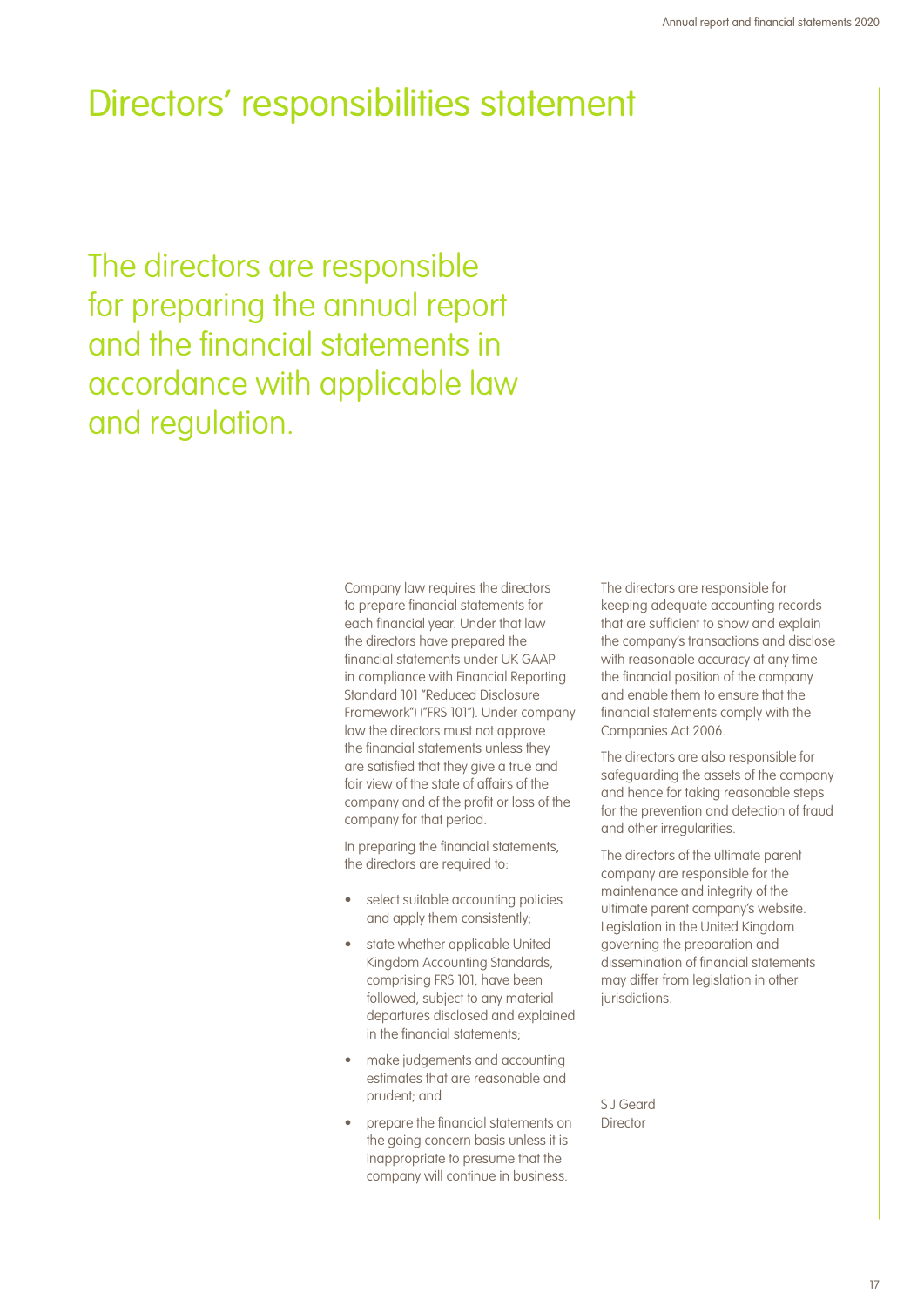# Directors' responsibilities statement

## The directors are responsible for preparing the annual report and the financial statements in accordance with applicable law and regulation.

Company law requires the directors to prepare financial statements for each financial year. Under that law the directors have prepared the financial statements under UK GAAP in compliance with Financial Reporting Standard 101 "Reduced Disclosure Framework") ("FRS 101"). Under company law the directors must not approve the financial statements unless they are satisfied that they give a true and fair view of the state of affairs of the company and of the profit or loss of the company for that period.

In preparing the financial statements, the directors are required to:

- select suitable accounting policies and apply them consistently;
- state whether applicable United Kingdom Accounting Standards, comprising FRS 101, have been followed, subject to any material departures disclosed and explained in the financial statements;
- make judgements and accounting estimates that are reasonable and prudent; and
- prepare the financial statements on the going concern basis unless it is inappropriate to presume that the company will continue in business.

The directors are responsible for keeping adequate accounting records that are sufficient to show and explain the company's transactions and disclose with reasonable accuracy at any time the financial position of the company and enable them to ensure that the financial statements comply with the Companies Act 2006.

The directors are also responsible for safeguarding the assets of the company and hence for taking reasonable steps for the prevention and detection of fraud and other irregularities.

The directors of the ultimate parent company are responsible for the maintenance and integrity of the ultimate parent company's website. Legislation in the United Kingdom governing the preparation and dissemination of financial statements may differ from legislation in other jurisdictions.

S J Geard
Director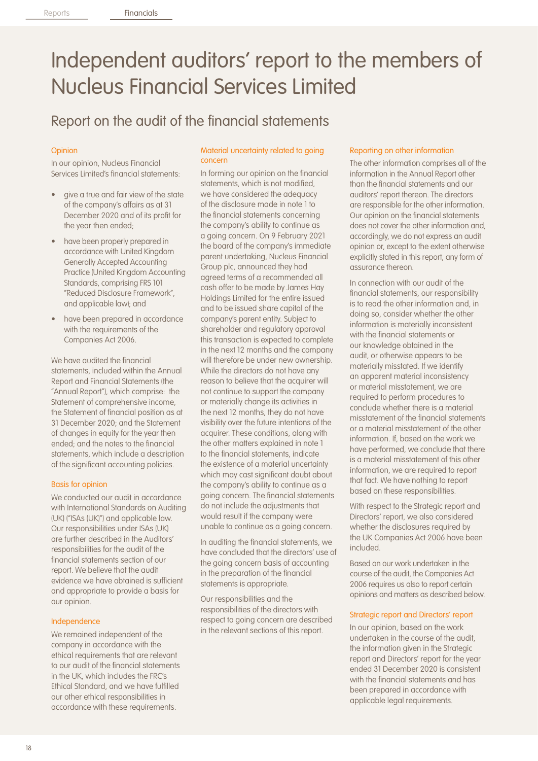# Independent auditors' report to the members of Nucleus Financial Services Limited

## Report on the audit of the financial statements

### Opinion

In our opinion, Nucleus Financial Services Limited's financial statements:

- give a true and fair view of the state of the company's affairs as at 31 December 2020 and of its profit for the year then ended;
- have been properly prepared in accordance with United Kingdom Generally Accepted Accounting Practice (United Kingdom Accounting Standards, comprising FRS 101 "Reduced Disclosure Framework", and applicable law); and
- have been prepared in accordance with the requirements of the Companies Act 2006.

We have audited the financial statements, included within the Annual Report and Financial Statements (the "Annual Report"), which comprise: the Statement of comprehensive income, the Statement of financial position as at 31 December 2020; and the Statement of changes in equity for the year then ended; and the notes to the financial statements, which include a description of the significant accounting policies.

### Basis for opinion

We conducted our audit in accordance with International Standards on Auditing (UK) ("ISAs (UK)") and applicable law. Our responsibilities under ISAs (UK) are further described in the Auditors' responsibilities for the audit of the financial statements section of our report. We believe that the audit evidence we have obtained is sufficient and appropriate to provide a basis for our opinion.

### Independence

We remained independent of the company in accordance with the ethical requirements that are relevant to our audit of the financial statements in the UK, which includes the FRC's Ethical Standard, and we have fulfilled our other ethical responsibilities in accordance with these requirements.

### Material uncertainty related to going concern

In forming our opinion on the financial statements, which is not modified, we have considered the adequacy of the disclosure made in note 1 to the financial statements concerning the company's ability to continue as a going concern. On 9 February 2021 the board of the company's immediate parent undertaking, Nucleus Financial Group plc, announced they had agreed terms of a recommended all cash offer to be made by James Hay Holdings Limited for the entire issued and to be issued share capital of the company's parent entity. Subject to shareholder and regulatory approval this transaction is expected to complete in the next 12 months and the company will therefore be under new ownership. While the directors do not have any reason to believe that the acquirer will not continue to support the company or materially change its activities in the next 12 months, they do not have visibility over the future intentions of the acquirer. These conditions, along with the other matters explained in note 1 to the financial statements, indicate the existence of a material uncertainty which may cast significant doubt about the company's ability to continue as a going concern. The financial statements do not include the adjustments that would result if the company were unable to continue as a going concern.

In auditing the financial statements, we have concluded that the directors' use of the going concern basis of accounting in the preparation of the financial statements is appropriate.

Our responsibilities and the responsibilities of the directors with respect to going concern are described in the relevant sections of this report.

### Reporting on other information

The other information comprises all of the information in the Annual Report other than the financial statements and our auditors' report thereon. The directors are responsible for the other information. Our opinion on the financial statements does not cover the other information and, accordingly, we do not express an audit opinion or, except to the extent otherwise explicitly stated in this report, any form of assurance thereon.

In connection with our audit of the financial statements, our responsibility is to read the other information and, in doing so, consider whether the other information is materially inconsistent with the financial statements or our knowledge obtained in the audit, or otherwise appears to be materially misstated. If we identify an apparent material inconsistency or material misstatement, we are required to perform procedures to conclude whether there is a material misstatement of the financial statements or a material misstatement of the other information. If, based on the work we have performed, we conclude that there is a material misstatement of this other information, we are required to report that fact. We have nothing to report based on these responsibilities.

With respect to the Strategic report and Directors' report, we also considered whether the disclosures required by the UK Companies Act 2006 have been included.

Based on our work undertaken in the course of the audit, the Companies Act 2006 requires us also to report certain opinions and matters as described below.

### Strategic report and Directors' report

In our opinion, based on the work undertaken in the course of the audit, the information given in the Strategic report and Directors' report for the year ended 31 December 2020 is consistent with the financial statements and has been prepared in accordance with applicable legal requirements.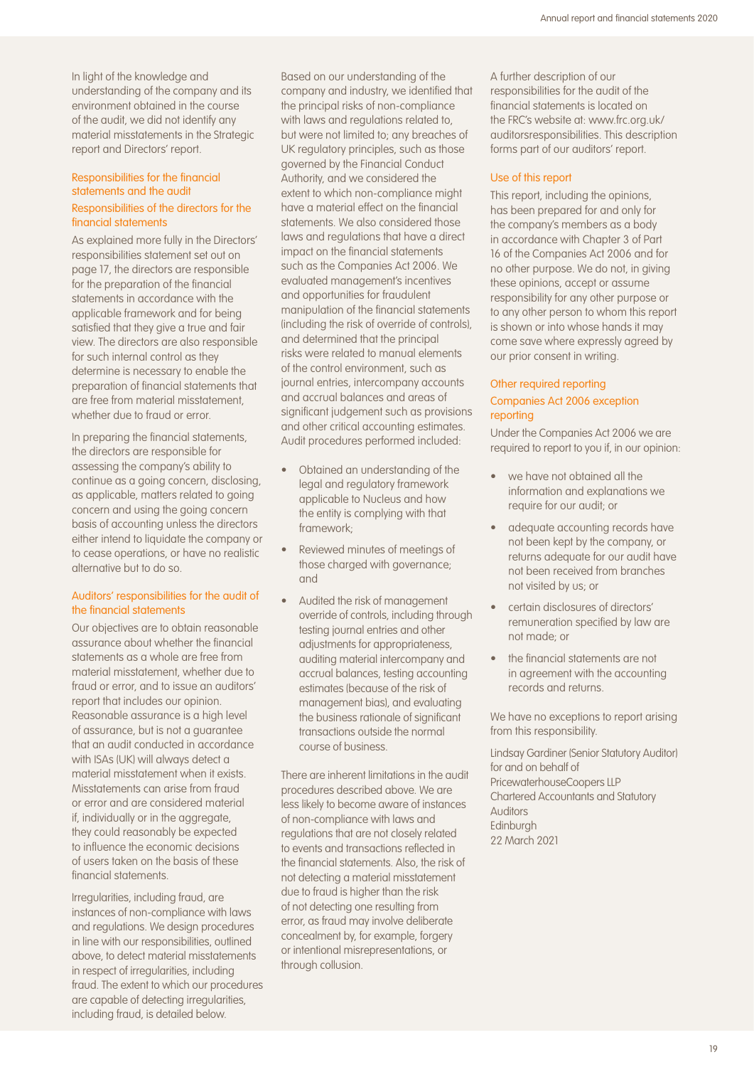In light of the knowledge and understanding of the company and its environment obtained in the course of the audit, we did not identify any material misstatements in the Strategic report and Directors' report.

## Responsibilities for the financial statements and the audit

### Responsibilities of the directors for the financial statements

As explained more fully in the Directors' responsibilities statement set out on page 17, the directors are responsible for the preparation of the financial statements in accordance with the applicable framework and for being satisfied that they give a true and fair view. The directors are also responsible for such internal control as they determine is necessary to enable the preparation of financial statements that are free from material misstatement, whether due to fraud or error.

In preparing the financial statements, the directors are responsible for assessing the company's ability to continue as a going concern, disclosing, as applicable, matters related to going concern and using the going concern basis of accounting unless the directors either intend to liquidate the company or to cease operations, or have no realistic alternative but to do so.

### Auditors' responsibilities for the audit of the financial statements

Our objectives are to obtain reasonable assurance about whether the financial statements as a whole are free from material misstatement, whether due to fraud or error, and to issue an auditors' report that includes our opinion. Reasonable assurance is a high level of assurance, but is not a guarantee that an audit conducted in accordance with ISAs (UK) will always detect a material misstatement when it exists. Misstatements can arise from fraud or error and are considered material if, individually or in the aggregate, they could reasonably be expected to influence the economic decisions of users taken on the basis of these financial statements.

Irregularities, including fraud, are instances of non-compliance with laws and regulations. We design procedures in line with our responsibilities, outlined above, to detect material misstatements in respect of irregularities, including fraud. The extent to which our procedures are capable of detecting irregularities, including fraud, is detailed below.

Based on our understanding of the company and industry, we identified that the principal risks of non-compliance with laws and regulations related to, but were not limited to; any breaches of UK regulatory principles, such as those governed by the Financial Conduct Authority, and we considered the extent to which non-compliance might have a material effect on the financial statements. We also considered those laws and regulations that have a direct impact on the financial statements such as the Companies Act 2006. We evaluated management's incentives and opportunities for fraudulent manipulation of the financial statements (including the risk of override of controls), and determined that the principal risks were related to manual elements of the control environment, such as journal entries, intercompany accounts and accrual balances and areas of significant judgement such as provisions and other critical accounting estimates. Audit procedures performed included:

- Obtained an understanding of the legal and regulatory framework applicable to Nucleus and how the entity is complying with that framework;
- Reviewed minutes of meetings of those charged with governance; and
- Audited the risk of management override of controls, including through testing journal entries and other adjustments for appropriateness, auditing material intercompany and accrual balances, testing accounting estimates (because of the risk of management bias), and evaluating the business rationale of significant transactions outside the normal course of business.

There are inherent limitations in the audit procedures described above. We are less likely to become aware of instances of non-compliance with laws and regulations that are not closely related to events and transactions reflected in the financial statements. Also, the risk of not detecting a material misstatement due to fraud is higher than the risk of not detecting one resulting from error, as fraud may involve deliberate concealment by, for example, forgery or intentional misrepresentations, or through collusion.

A further description of our responsibilities for the audit of the financial statements is located on the FRC's website at: www.frc.org.uk/auditorsresponsibilities. This description forms part of our auditors' report.

### Use of this report

This report, including the opinions, has been prepared for and only for the company's members as a body in accordance with Chapter 3 of Part 16 of the Companies Act 2006 and for no other purpose. We do not, in giving these opinions, accept or assume responsibility for any other purpose or to any other person to whom this report is shown or into whose hands it may come save where expressly agreed by our prior consent in writing.

## Other required reporting

### Companies Act 2006 exception reporting

Under the Companies Act 2006 we are required to report to you if, in our opinion:

- we have not obtained all the information and explanations we require for our audit; or
- adequate accounting records have not been kept by the company, or returns adequate for our audit have not been received from branches not visited by us; or
- certain disclosures of directors' remuneration specified by law are not made; or
- the financial statements are not in agreement with the accounting records and returns.

We have no exceptions to report arising from this responsibility.

Lindsay Gardiner (Senior Statutory Auditor)
for and on behalf of
PricewaterhouseCoopers LLP
Chartered Accountants and Statutory Auditors
Edinburgh
22 March 2021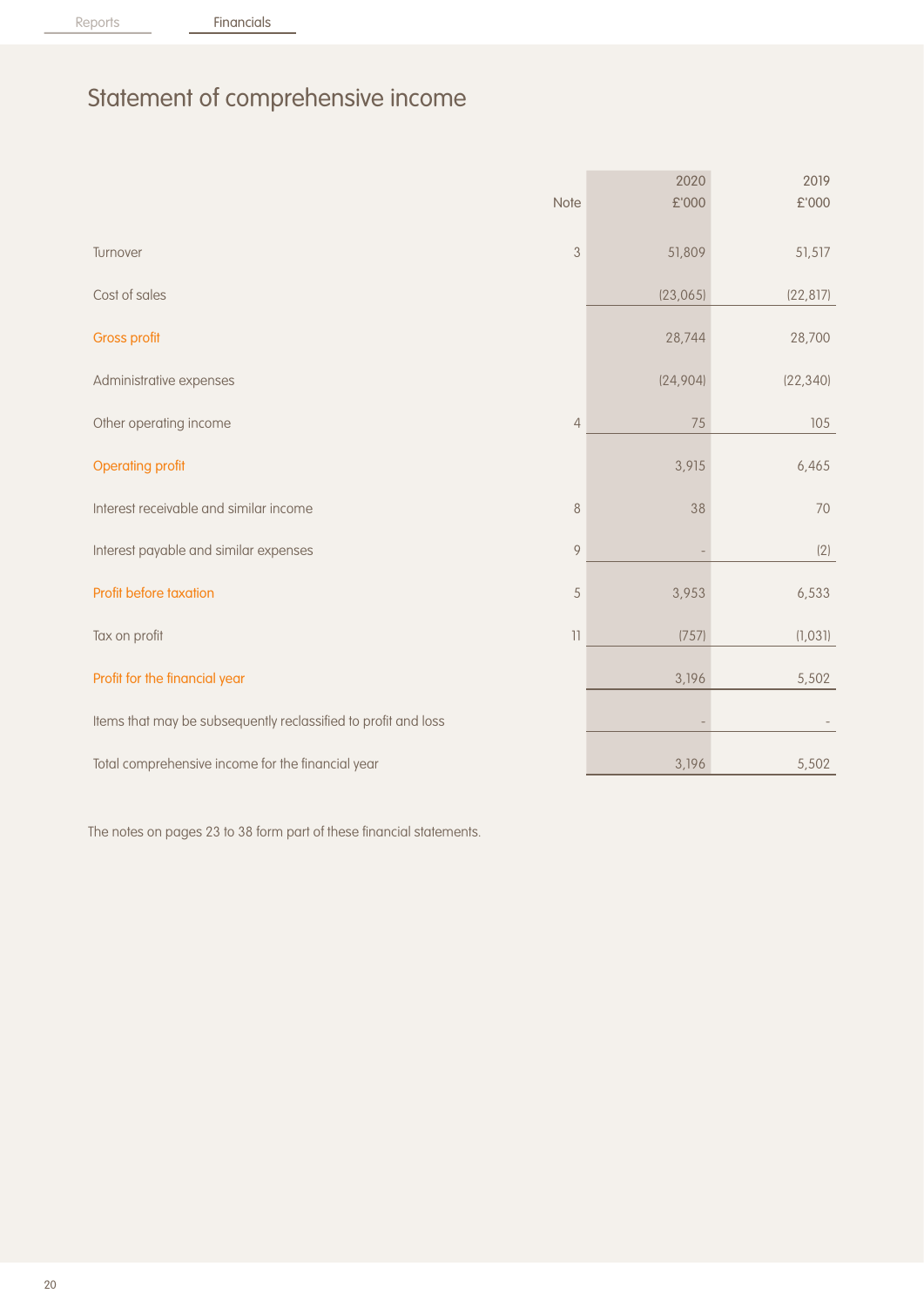# Statement of comprehensive income

| | Note | 2020<br>£'000 | 2019<br>£'000 |
|---|---|---|---|
| Turnover | 3 | 51,809 | 51,517 |
| Cost of sales | | (23,065) | (22,817) |
| **Gross profit** | | 28,744 | 28,700 |
| Administrative expenses | | (24,904) | (22,340) |
| Other operating income | 4 | 75 | 105 |
| **Operating profit** | | 3,915 | 6,465 |
| Interest receivable and similar income | 8 | 38 | 70 |
| Interest payable and similar expenses | 9 | - | (2) |
| **Profit before taxation** | 5 | 3,953 | 6,533 |
| Tax on profit | 11 | (757) | (1,031) |
| **Profit for the financial year** | | 3,196 | 5,502 |
| Items that may be subsequently reclassified to profit and loss | | - | - |
| Total comprehensive income for the financial year | | 3,196 | 5,502 |

The notes on pages 23 to 38 form part of these financial statements.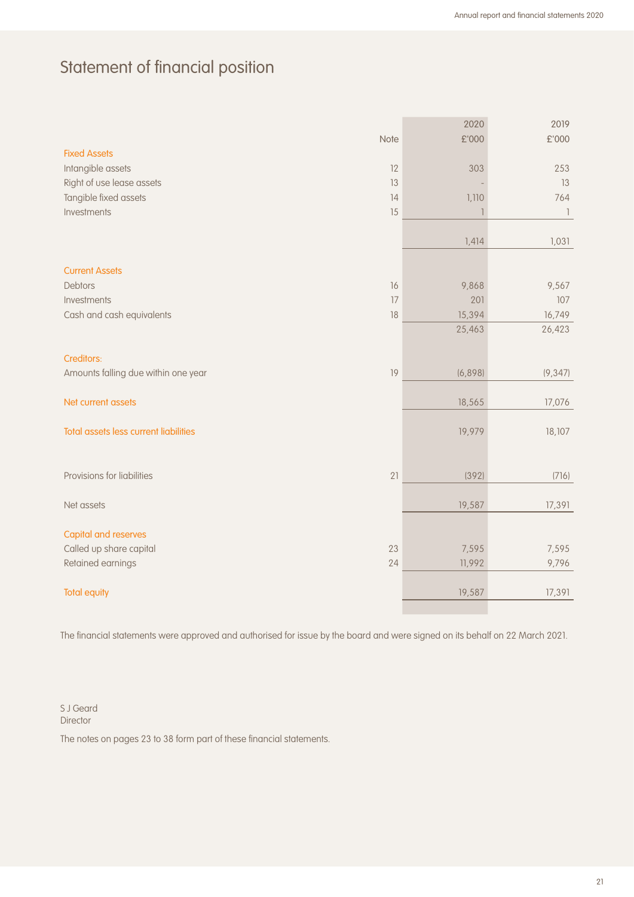# Statement of financial position

| | Note | 2020 £'000 | 2019 £'000 |
|---|---|---|---|
| **Fixed Assets** | | | |
| Intangible assets | 12 | 303 | 253 |
| Right of use lease assets | 13 | - | 13 |
| Tangible fixed assets | 14 | 1,110 | 764 |
| Investments | 15 | 1 | 1 |
| | | 1,414 | 1,031 |
| **Current Assets** | | | |
| Debtors | 16 | 9,868 | 9,567 |
| Investments | 17 | 201 | 107 |
| Cash and cash equivalents | 18 | 15,394 | 16,749 |
| | | 25,463 | 26,423 |
| **Creditors:** | | | |
| Amounts falling due within one year | 19 | (6,898) | (9,347) |
| **Net current assets** | | 18,565 | 17,076 |
| **Total assets less current liabilities** | | 19,979 | 18,107 |
| Provisions for liabilities | 21 | (392) | (716) |
| Net assets | | 19,587 | 17,391 |
| **Capital and reserves** | | | |
| Called up share capital | 23 | 7,595 | 7,595 |
| Retained earnings | 24 | 11,992 | 9,796 |
| **Total equity** | | 19,587 | 17,391 |

The financial statements were approved and authorised for issue by the board and were signed on its behalf on 22 March 2021.

S J Geard
Director

The notes on pages 23 to 38 form part of these financial statements.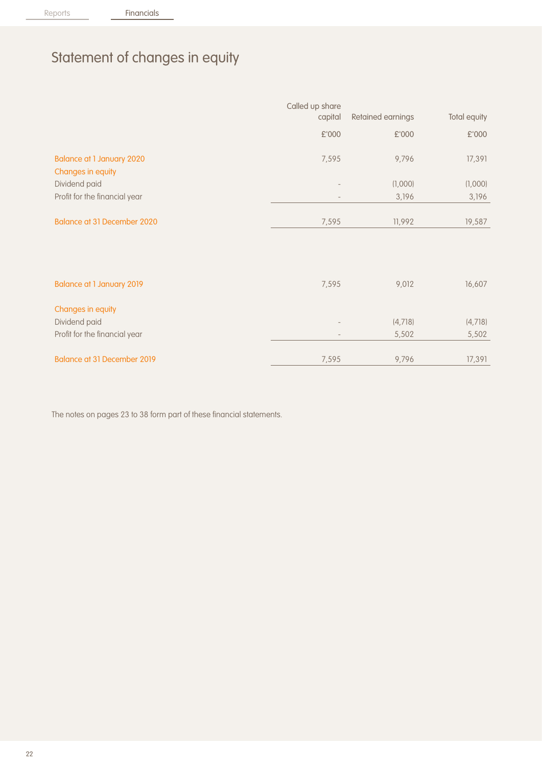# Statement of changes in equity

| | Called up share capital | Retained earnings | Total equity |
|---|---|---|---|
| | £'000 | £'000 | £'000 |
| Balance at 1 January 2020 | 7,595 | 9,796 | 17,391 |
| Changes in equity | | | |
| Dividend paid | - | (1,000) | (1,000) |
| Profit for the financial year | - | 3,196 | 3,196 |
| Balance at 31 December 2020 | 7,595 | 11,992 | 19,587 |
| | | | |
| Balance at 1 January 2019 | 7,595 | 9,012 | 16,607 |
| Changes in equity | | | |
| Dividend paid | - | (4,718) | (4,718) |
| Profit for the financial year | - | 5,502 | 5,502 |
| Balance at 31 December 2019 | 7,595 | 9,796 | 17,391 |

The notes on pages 23 to 38 form part of these financial statements.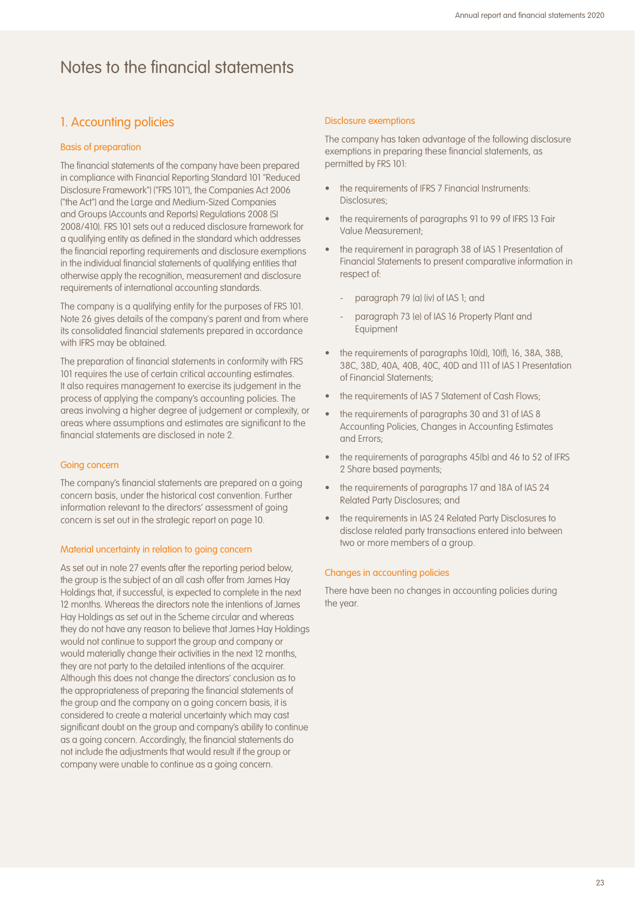# Notes to the financial statements

## 1. Accounting policies

### Basis of preparation

The financial statements of the company have been prepared in compliance with Financial Reporting Standard 101 "Reduced Disclosure Framework") ("FRS 101"), the Companies Act 2006 ("the Act") and the Large and Medium-Sized Companies and Groups (Accounts and Reports) Regulations 2008 (SI 2008/410). FRS 101 sets out a reduced disclosure framework for a qualifying entity as defined in the standard which addresses the financial reporting requirements and disclosure exemptions in the individual financial statements of qualifying entities that otherwise apply the recognition, measurement and disclosure requirements of international accounting standards.

The company is a qualifying entity for the purposes of FRS 101. Note 26 gives details of the company's parent and from where its consolidated financial statements prepared in accordance with IFRS may be obtained.

The preparation of financial statements in conformity with FRS 101 requires the use of certain critical accounting estimates. It also requires management to exercise its judgement in the process of applying the company's accounting policies. The areas involving a higher degree of judgement or complexity, or areas where assumptions and estimates are significant to the financial statements are disclosed in note 2.

### Going concern

The company's financial statements are prepared on a going concern basis, under the historical cost convention. Further information relevant to the directors' assessment of going concern is set out in the strategic report on page 10.

### Material uncertainty in relation to going concern

As set out in note 27 events after the reporting period below, the group is the subject of an all cash offer from James Hay Holdings that, if successful, is expected to complete in the next 12 months. Whereas the directors note the intentions of James Hay Holdings as set out in the Scheme circular and whereas they do not have any reason to believe that James Hay Holdings would not continue to support the group and company or would materially change their activities in the next 12 months, they are not party to the detailed intentions of the acquirer. Although this does not change the directors' conclusion as to the appropriateness of preparing the financial statements of the group and the company on a going concern basis, it is considered to create a material uncertainty which may cast significant doubt on the group and company's ability to continue as a going concern. Accordingly, the financial statements do not include the adjustments that would result if the group or company were unable to continue as a going concern.

### Disclosure exemptions

The company has taken advantage of the following disclosure exemptions in preparing these financial statements, as permitted by FRS 101:

- the requirements of IFRS 7 Financial Instruments: Disclosures;
- the requirements of paragraphs 91 to 99 of IFRS 13 Fair Value Measurement;
- the requirement in paragraph 38 of IAS 1 Presentation of Financial Statements to present comparative information in respect of:
  - paragraph 79 (a) (iv) of IAS 1; and
  - paragraph 73 (e) of IAS 16 Property Plant and Equipment
- the requirements of paragraphs 10(d), 10(f), 16, 38A, 38B, 38C, 38D, 40A, 40B, 40C, 40D and 111 of IAS 1 Presentation of Financial Statements;
- the requirements of IAS 7 Statement of Cash Flows;
- the requirements of paragraphs 30 and 31 of IAS 8 Accounting Policies, Changes in Accounting Estimates and Errors;
- the requirements of paragraphs 45(b) and 46 to 52 of IFRS 2 Share based payments;
- the requirements of paragraphs 17 and 18A of IAS 24 Related Party Disclosures; and
- the requirements in IAS 24 Related Party Disclosures to disclose related party transactions entered into between two or more members of a group.

### Changes in accounting policies

There have been no changes in accounting policies during the year.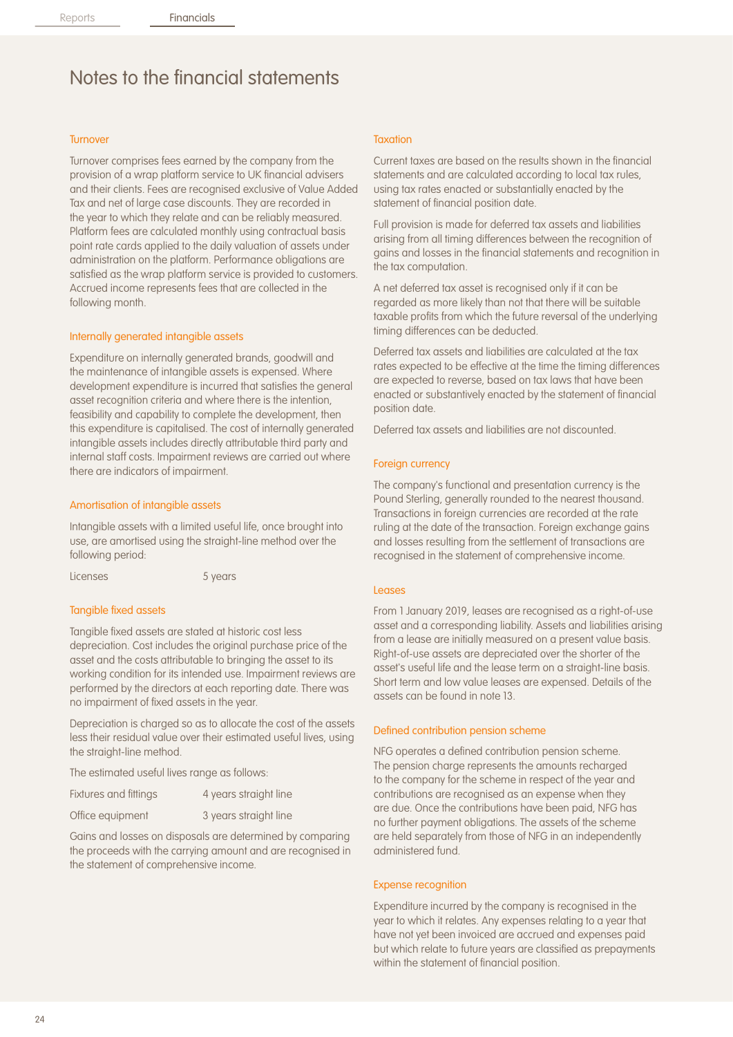# Notes to the financial statements

### Turnover

Turnover comprises fees earned by the company from the provision of a wrap platform service to UK financial advisers and their clients. Fees are recognised exclusive of Value Added Tax and net of large case discounts. They are recorded in the year to which they relate and can be reliably measured. Platform fees are calculated monthly using contractual basis point rate cards applied to the daily valuation of assets under administration on the platform. Performance obligations are satisfied as the wrap platform service is provided to customers. Accrued income represents fees that are collected in the following month.

### Internally generated intangible assets

Expenditure on internally generated brands, goodwill and the maintenance of intangible assets is expensed. Where development expenditure is incurred that satisfies the general asset recognition criteria and where there is the intention, feasibility and capability to complete the development, then this expenditure is capitalised. The cost of internally generated intangible assets includes directly attributable third party and internal staff costs. Impairment reviews are carried out where there are indicators of impairment.

### Amortisation of intangible assets

Intangible assets with a limited useful life, once brought into use, are amortised using the straight-line method over the following period:

| | |
|---|---|
| Licenses | 5 years |

### Tangible fixed assets

Tangible fixed assets are stated at historic cost less depreciation. Cost includes the original purchase price of the asset and the costs attributable to bringing the asset to its working condition for its intended use. Impairment reviews are performed by the directors at each reporting date. There was no impairment of fixed assets in the year.

Depreciation is charged so as to allocate the cost of the assets less their residual value over their estimated useful lives, using the straight-line method.

The estimated useful lives range as follows:

| | |
|---|---|
| Fixtures and fittings | 4 years straight line |
| Office equipment | 3 years straight line |

Gains and losses on disposals are determined by comparing the proceeds with the carrying amount and are recognised in the statement of comprehensive income.

### Taxation

Current taxes are based on the results shown in the financial statements and are calculated according to local tax rules, using tax rates enacted or substantially enacted by the statement of financial position date.

Full provision is made for deferred tax assets and liabilities arising from all timing differences between the recognition of gains and losses in the financial statements and recognition in the tax computation.

A net deferred tax asset is recognised only if it can be regarded as more likely than not that there will be suitable taxable profits from which the future reversal of the underlying timing differences can be deducted.

Deferred tax assets and liabilities are calculated at the tax rates expected to be effective at the time the timing differences are expected to reverse, based on tax laws that have been enacted or substantively enacted by the statement of financial position date.

Deferred tax assets and liabilities are not discounted.

### Foreign currency

The company's functional and presentation currency is the Pound Sterling, generally rounded to the nearest thousand. Transactions in foreign currencies are recorded at the rate ruling at the date of the transaction. Foreign exchange gains and losses resulting from the settlement of transactions are recognised in the statement of comprehensive income.

### Leases

From 1 January 2019, leases are recognised as a right-of-use asset and a corresponding liability. Assets and liabilities arising from a lease are initially measured on a present value basis. Right-of-use assets are depreciated over the shorter of the asset's useful life and the lease term on a straight-line basis. Short term and low value leases are expensed. Details of the assets can be found in note 13.

### Defined contribution pension scheme

NFG operates a defined contribution pension scheme. The pension charge represents the amounts recharged to the company for the scheme in respect of the year and contributions are recognised as an expense when they are due. Once the contributions have been paid, NFG has no further payment obligations. The assets of the scheme are held separately from those of NFG in an independently administered fund.

### Expense recognition

Expenditure incurred by the company is recognised in the year to which it relates. Any expenses relating to a year that have not yet been invoiced are accrued and expenses paid but which relate to future years are classified as prepayments within the statement of financial position.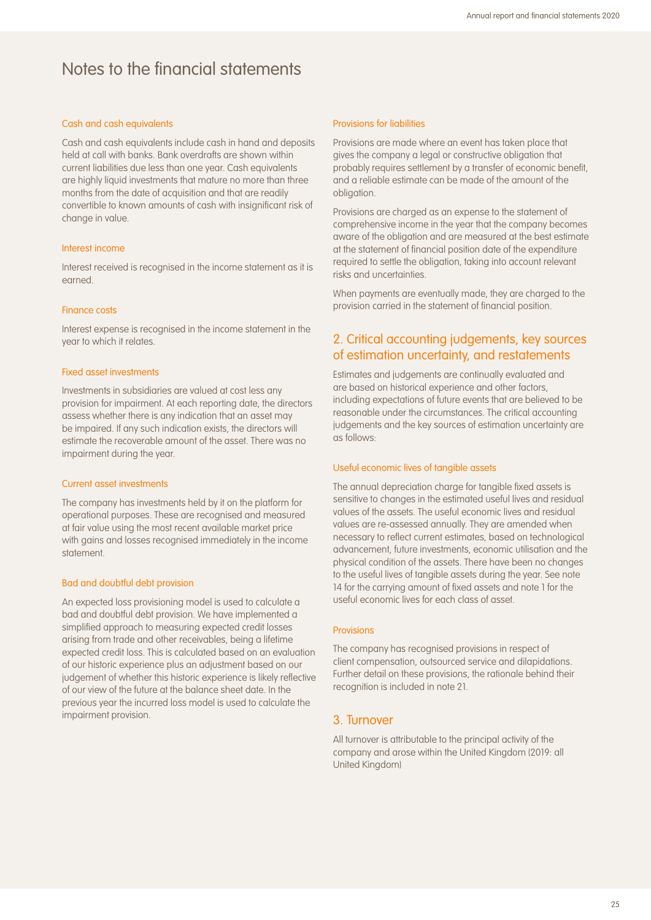# Notes to the financial statements

### Cash and cash equivalents

Cash and cash equivalents include cash in hand and deposits held at call with banks. Bank overdrafts are shown within current liabilities due less than one year. Cash equivalents are highly liquid investments that mature no more than three months from the date of acquisition and that are readily convertible to known amounts of cash with insignificant risk of change in value.

### Interest income

Interest received is recognised in the income statement as it is earned.

### Finance costs

Interest expense is recognised in the income statement in the year to which it relates.

### Fixed asset investments

Investments in subsidiaries are valued at cost less any provision for impairment. At each reporting date, the directors assess whether there is any indication that an asset may be impaired. If any such indication exists, the directors will estimate the recoverable amount of the asset. There was no impairment during the year.

### Current asset investments

The company has investments held by it on the platform for operational purposes. These are recognised and measured at fair value using the most recent available market price with gains and losses recognised immediately in the income statement.

### Bad and doubtful debt provision

An expected loss provisioning model is used to calculate a bad and doubtful debt provision. We have implemented a simplified approach to measuring expected credit losses arising from trade and other receivables, being a lifetime expected credit loss. This is calculated based on an evaluation of our historic experience plus an adjustment based on our judgement of whether this historic experience is likely reflective of our view of the future at the balance sheet date. In the previous year the incurred loss model is used to calculate the impairment provision.

### Provisions for liabilities

Provisions are made where an event has taken place that gives the company a legal or constructive obligation that probably requires settlement by a transfer of economic benefit, and a reliable estimate can be made of the amount of the obligation.

Provisions are charged as an expense to the statement of comprehensive income in the year that the company becomes aware of the obligation and are measured at the best estimate at the statement of financial position date of the expenditure required to settle the obligation, taking into account relevant risks and uncertainties.

When payments are eventually made, they are charged to the provision carried in the statement of financial position.

## 2. Critical accounting judgements, key sources of estimation uncertainty, and restatements

Estimates and judgements are continually evaluated and are based on historical experience and other factors, including expectations of future events that are believed to be reasonable under the circumstances. The critical accounting judgements and the key sources of estimation uncertainty are as follows:

### Useful economic lives of tangible assets

The annual depreciation charge for tangible fixed assets is sensitive to changes in the estimated useful lives and residual values of the assets. The useful economic lives and residual values are re-assessed annually. They are amended when necessary to reflect current estimates, based on technological advancement, future investments, economic utilisation and the physical condition of the assets. There have been no changes to the useful lives of tangible assets during the year. See note 14 for the carrying amount of fixed assets and note 1 for the useful economic lives for each class of asset.

### Provisions

The company has recognised provisions in respect of client compensation, outsourced service and dilapidations. Further detail on these provisions, the rationale behind their recognition is included in note 21.

## 3. Turnover

All turnover is attributable to the principal activity of the company and arose within the United Kingdom (2019: all United Kingdom)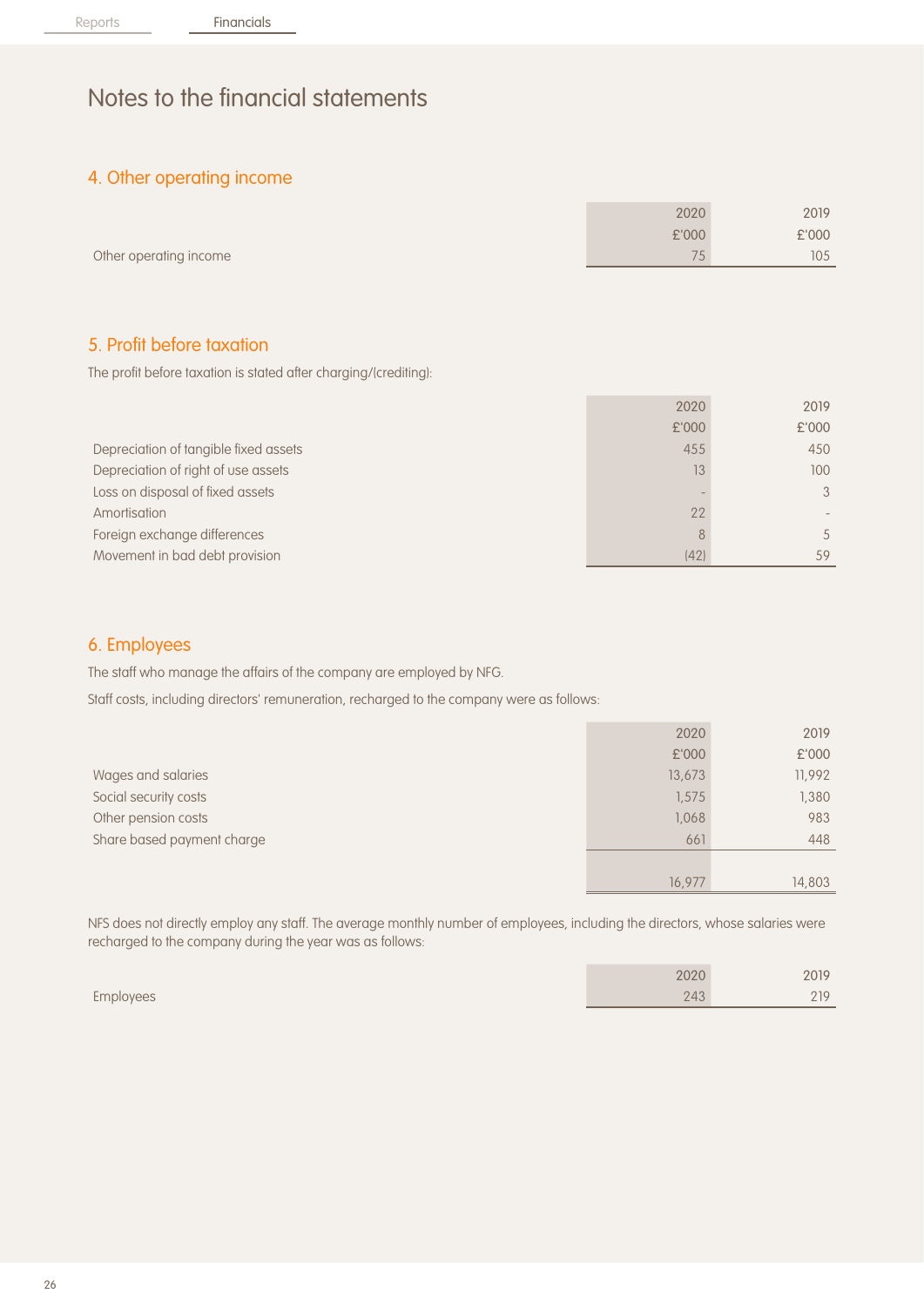# Notes to the financial statements

## 4. Other operating income

| | 2020 £'000 | 2019 £'000 |
|---|---|---|
| Other operating income | 75 | 105 |

## 5. Profit before taxation

The profit before taxation is stated after charging/(crediting):

| | 2020 £'000 | 2019 £'000 |
|---|---|---|
| Depreciation of tangible fixed assets | 455 | 450 |
| Depreciation of right of use assets | 13 | 100 |
| Loss on disposal of fixed assets | - | 3 |
| Amortisation | 22 | - |
| Foreign exchange differences | 8 | 5 |
| Movement in bad debt provision | (42) | 59 |

## 6. Employees

The staff who manage the affairs of the company are employed by NFG.

Staff costs, including directors' remuneration, recharged to the company were as follows:

| | 2020 £'000 | 2019 £'000 |
|---|---|---|
| Wages and salaries | 13,673 | 11,992 |
| Social security costs | 1,575 | 1,380 |
| Other pension costs | 1,068 | 983 |
| Share based payment charge | 661 | 448 |
| | 16,977 | 14,803 |

NFS does not directly employ any staff. The average monthly number of employees, including the directors, whose salaries were recharged to the company during the year was as follows:

| | 2020 | 2019 |
|---|---|---|
| Employees | 243 | 219 |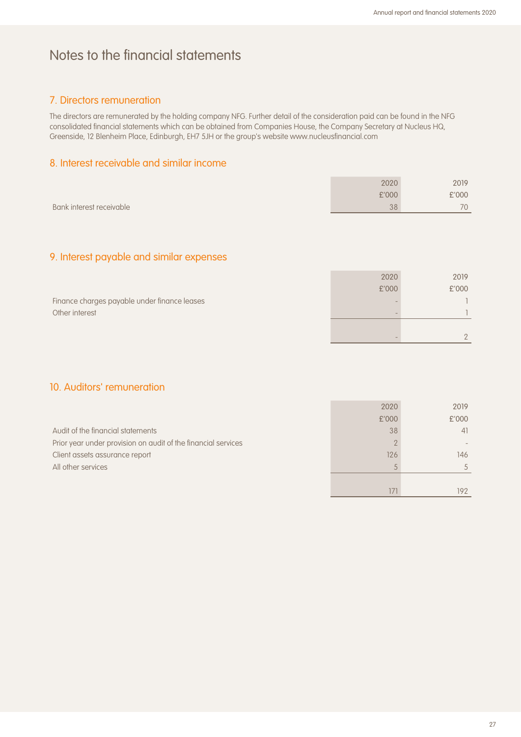# Notes to the financial statements

## 7. Directors remuneration

The directors are remunerated by the holding company NFG. Further detail of the consideration paid can be found in the NFG consolidated financial statements which can be obtained from Companies House, the Company Secretary at Nucleus HQ, Greenside, 12 Blenheim Place, Edinburgh, EH7 5JH or the group's website www.nucleusfinancial.com

## 8. Interest receivable and similar income

| | 2020 £'000 | 2019 £'000 |
|---|---|---|
| Bank interest receivable | 38 | 70 |

## 9. Interest payable and similar expenses

| | 2020 £'000 | 2019 £'000 |
|---|---|---|
| Finance charges payable under finance leases | - | 1 |
| Other interest | - | 1 |
| | - | 2 |

## 10. Auditors' remuneration

| | 2020 £'000 | 2019 £'000 |
|---|---|---|
| Audit of the financial statements | 38 | 41 |
| Prior year under provision on audit of the financial services | 2 | - |
| Client assets assurance report | 126 | 146 |
| All other services | 5 | 5 |
| | 171 | 192 |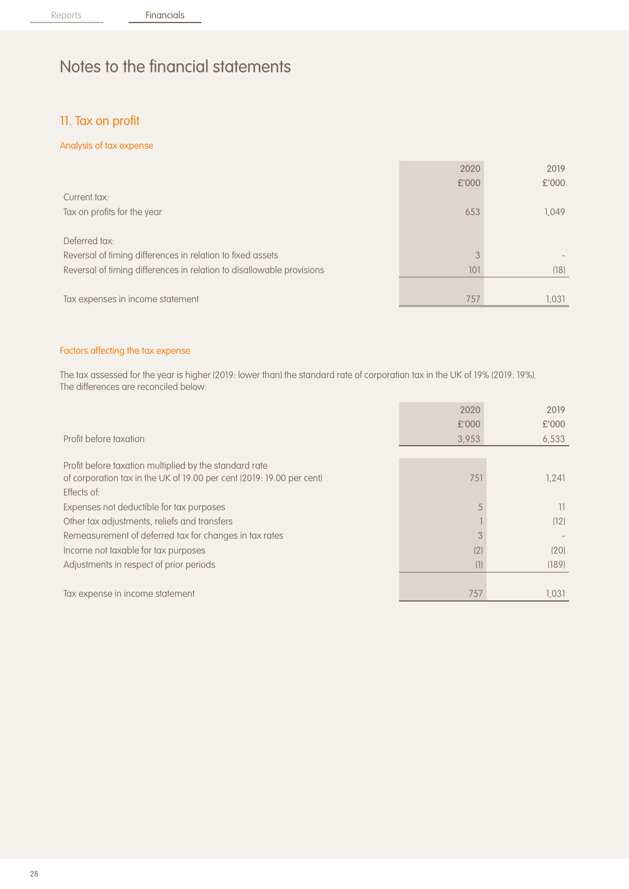# Notes to the financial statements

## 11. Tax on profit

### Analysis of tax expense

| | 2020<br>£'000 | 2019<br>£'000 |
|---|---|---|
| Current tax: | | |
| Tax on profits for the year | 653 | 1,049 |
| | | |
| Deferred tax: | | |
| Reversal of timing differences in relation to fixed assets | 3 | - |
| Reversal of timing differences in relation to disallowable provisions | 101 | (18) |
| | | |
| Tax expenses in income statement | 757 | 1,031 |

### Factors affecting the tax expense

The tax assessed for the year is higher (2019: lower than) the standard rate of corporation tax in the UK of 19% (2019: 19%). The differences are reconciled below:

| | 2020<br>£'000 | 2019<br>£'000 |
|---|---|---|
| Profit before taxation | 3,953 | 6,533 |
| | | |
| Profit before taxation multiplied by the standard rate of corporation tax in the UK of 19.00 per cent (2019: 19.00 per cent) | 751 | 1,241 |
| Effects of: | | |
| Expenses not deductible for tax purposes | 5 | 11 |
| Other tax adjustments, reliefs and transfers | 1 | (12) |
| Remeasurement of deferred tax for changes in tax rates | 3 | - |
| Income not taxable for tax purposes | (2) | (20) |
| Adjustments in respect of prior periods | (1) | (189) |
| | | |
| Tax expense in income statement | 757 | 1,031 |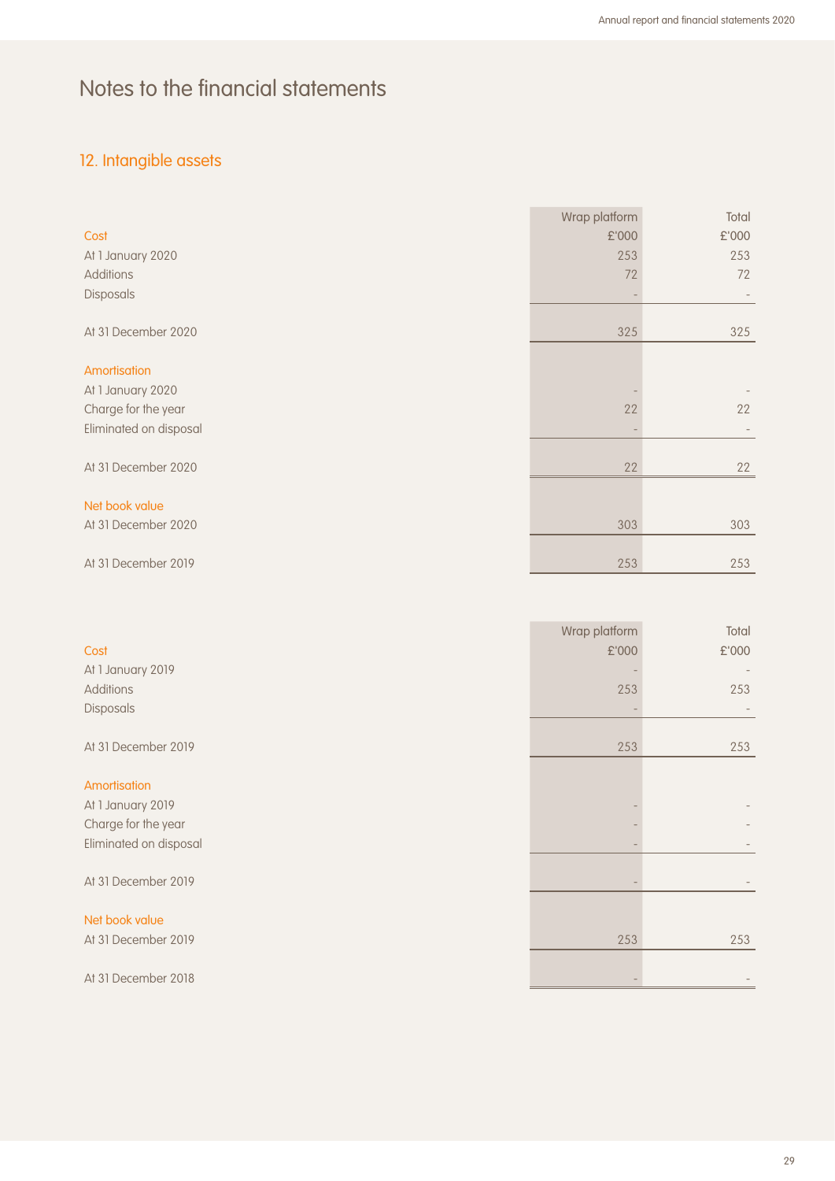# Notes to the financial statements

## 12. Intangible assets

| | Wrap platform | Total |
|---|---|---|
| **Cost** | £'000 | £'000 |
| At 1 January 2020 | 253 | 253 |
| Additions | 72 | 72 |
| Disposals | - | - |
| At 31 December 2020 | 325 | 325 |
| **Amortisation** | | |
| At 1 January 2020 | - | - |
| Charge for the year | 22 | 22 |
| Eliminated on disposal | - | - |
| At 31 December 2020 | 22 | 22 |
| **Net book value** | | |
| At 31 December 2020 | 303 | 303 |
| At 31 December 2019 | 253 | 253 |

| | Wrap platform | Total |
|---|---|---|
| **Cost** | £'000 | £'000 |
| At 1 January 2019 | - | - |
| Additions | 253 | 253 |
| Disposals | - | - |
| At 31 December 2019 | 253 | 253 |
| **Amortisation** | | |
| At 1 January 2019 | - | - |
| Charge for the year | - | - |
| Eliminated on disposal | - | - |
| At 31 December 2019 | - | - |
| **Net book value** | | |
| At 31 December 2019 | 253 | 253 |
| At 31 December 2018 | - | - |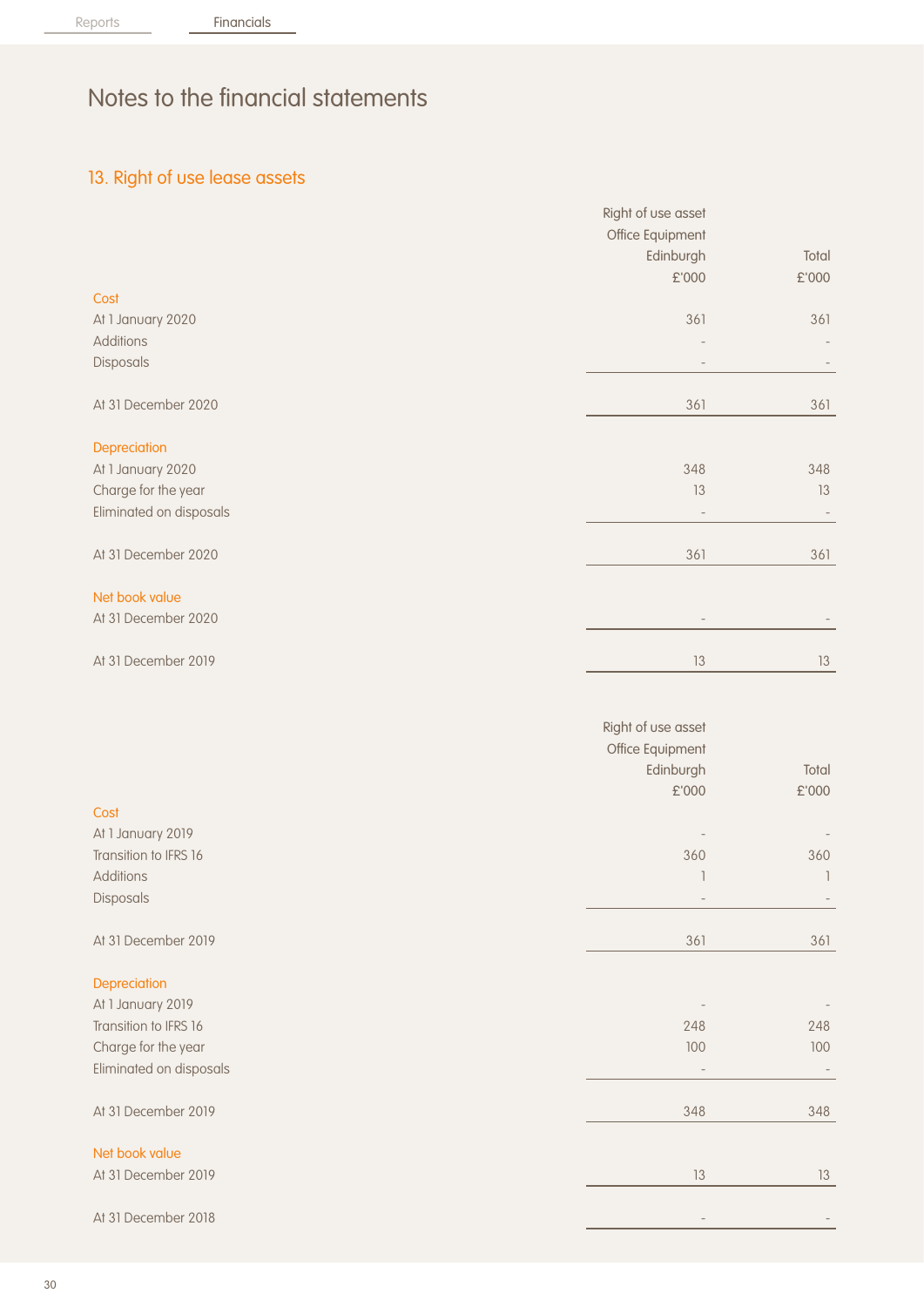# Notes to the financial statements

## 13. Right of use lease assets

| | Right of use asset Office Equipment Edinburgh £'000 | Total £'000 |
|---|---|---|
| **Cost** | | |
| At 1 January 2020 | 361 | 361 |
| Additions | - | - |
| Disposals | - | - |
| At 31 December 2020 | 361 | 361 |
| **Depreciation** | | |
| At 1 January 2020 | 348 | 348 |
| Charge for the year | 13 | 13 |
| Eliminated on disposals | - | - |
| At 31 December 2020 | 361 | 361 |
| **Net book value** | | |
| At 31 December 2020 | - | - |
| At 31 December 2019 | 13 | 13 |

| | Right of use asset Office Equipment Edinburgh £'000 | Total £'000 |
|---|---|---|
| **Cost** | | |
| At 1 January 2019 | - | - |
| Transition to IFRS 16 | 360 | 360 |
| Additions | 1 | 1 |
| Disposals | - | - |
| At 31 December 2019 | 361 | 361 |
| **Depreciation** | | |
| At 1 January 2019 | - | - |
| Transition to IFRS 16 | 248 | 248 |
| Charge for the year | 100 | 100 |
| Eliminated on disposals | - | - |
| At 31 December 2019 | 348 | 348 |
| **Net book value** | | |
| At 31 December 2019 | 13 | 13 |
| At 31 December 2018 | - | - |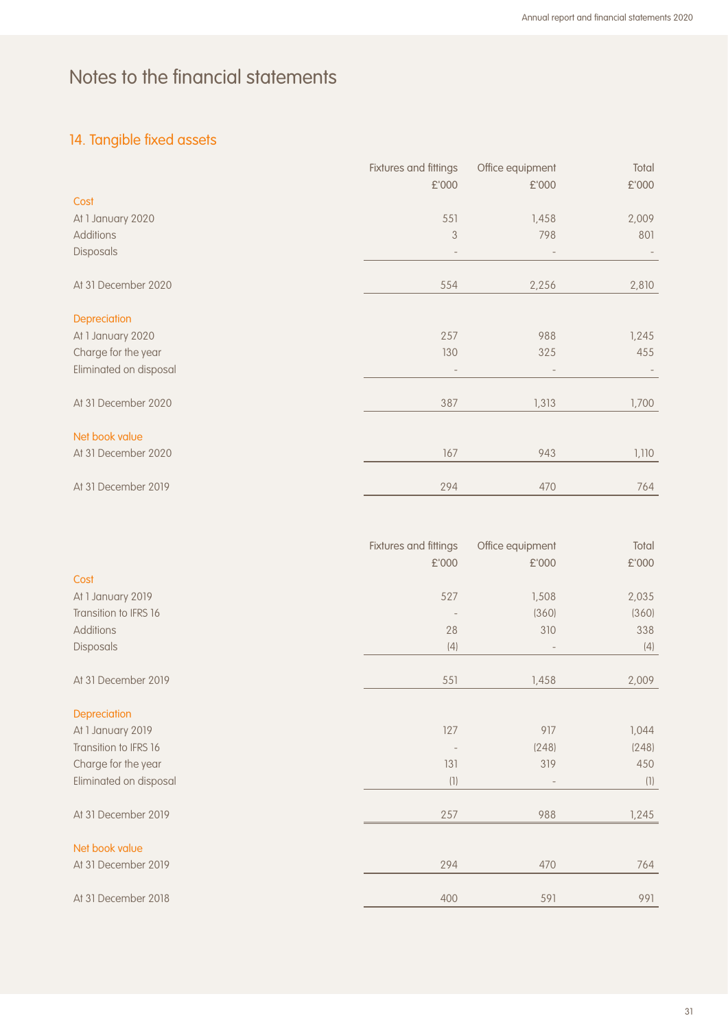# Notes to the financial statements

## 14. Tangible fixed assets

| | Fixtures and fittings £'000 | Office equipment £'000 | Total £'000 |
|---|---|---|---|
| **Cost** | | | |
| At 1 January 2020 | 551 | 1,458 | 2,009 |
| Additions | 3 | 798 | 801 |
| Disposals | - | - | - |
| At 31 December 2020 | 554 | 2,256 | 2,810 |
| **Depreciation** | | | |
| At 1 January 2020 | 257 | 988 | 1,245 |
| Charge for the year | 130 | 325 | 455 |
| Eliminated on disposal | - | - | - |
| At 31 December 2020 | 387 | 1,313 | 1,700 |
| **Net book value** | | | |
| At 31 December 2020 | 167 | 943 | 1,110 |
| At 31 December 2019 | 294 | 470 | 764 |

| | Fixtures and fittings £'000 | Office equipment £'000 | Total £'000 |
|---|---|---|---|
| **Cost** | | | |
| At 1 January 2019 | 527 | 1,508 | 2,035 |
| Transition to IFRS 16 | - | (360) | (360) |
| Additions | 28 | 310 | 338 |
| Disposals | (4) | - | (4) |
| At 31 December 2019 | 551 | 1,458 | 2,009 |
| **Depreciation** | | | |
| At 1 January 2019 | 127 | 917 | 1,044 |
| Transition to IFRS 16 | - | (248) | (248) |
| Charge for the year | 131 | 319 | 450 |
| Eliminated on disposal | (1) | - | (1) |
| At 31 December 2019 | 257 | 988 | 1,245 |
| **Net book value** | | | |
| At 31 December 2019 | 294 | 470 | 764 |
| At 31 December 2018 | 400 | 591 | 991 |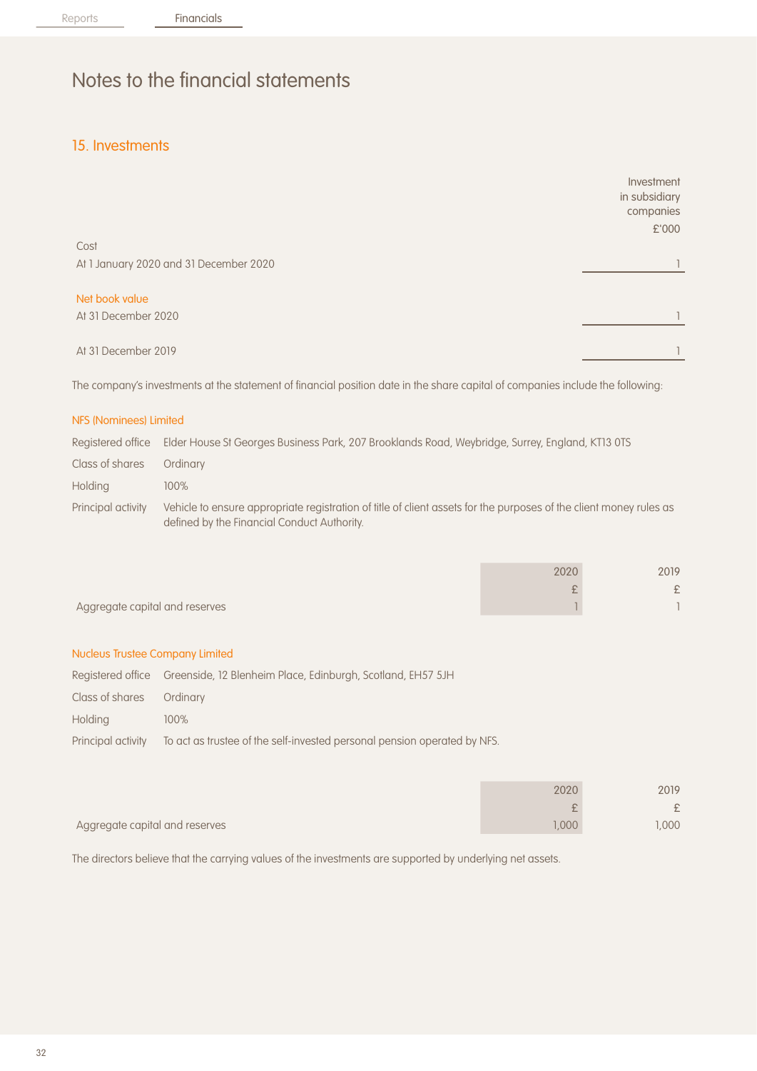# Notes to the financial statements

## 15. Investments

| | Investment in subsidiary companies £'000 |
|---|---|
| **Cost** | |
| At 1 January 2020 and 31 December 2020 | 1 |
| **Net book value** | |
| At 31 December 2020 | 1 |
| At 31 December 2019 | 1 |

The company's investments at the statement of financial position date in the share capital of companies include the following:

### NFS (Nominees) Limited

| | |
|---|---|
| Registered office | Elder House St Georges Business Park, 207 Brooklands Road, Weybridge, Surrey, England, KT13 0TS |
| Class of shares | Ordinary |
| Holding | 100% |
| Principal activity | Vehicle to ensure appropriate registration of title of client assets for the purposes of the client money rules as defined by the Financial Conduct Authority. |

| | 2020 £ | 2019 £ |
|---|---|---|
| Aggregate capital and reserves | 1 | 1 |

### Nucleus Trustee Company Limited

| | |
|---|---|
| Registered office | Greenside, 12 Blenheim Place, Edinburgh, Scotland, EH57 5JH |
| Class of shares | Ordinary |
| Holding | 100% |
| Principal activity | To act as trustee of the self-invested personal pension operated by NFS. |

| | 2020 £ | 2019 £ |
|---|---|---|
| Aggregate capital and reserves | 1,000 | 1,000 |

The directors believe that the carrying values of the investments are supported by underlying net assets.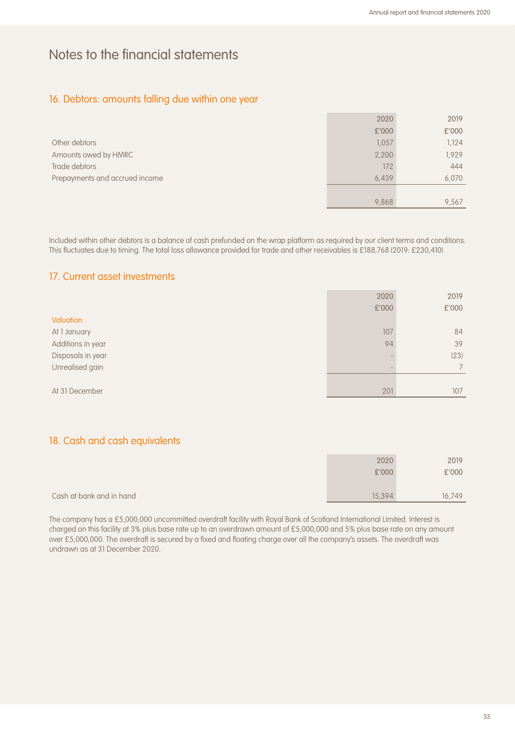# Notes to the financial statements

## 16. Debtors: amounts falling due within one year

| | 2020 | 2019 |
|---|---|---|
| | £'000 | £'000 |
| Other debtors | 1,057 | 1,124 |
| Amounts owed by HMRC | 2,200 | 1,929 |
| Trade debtors | 172 | 444 |
| Prepayments and accrued income | 6,439 | 6,070 |
| | 9,868 | 9,567 |

Included within other debtors is a balance of cash prefunded on the wrap platform as required by our client terms and conditions. This fluctuates due to timing. The total loss allowance provided for trade and other receivables is £188,768 (2019: £230,410)

## 17. Current asset investments

| | 2020 | 2019 |
|---|---|---|
| | £'000 | £'000 |
| Valuation | | |
| At 1 January | 107 | 84 |
| Additions in year | 94 | 39 |
| Disposals in year | - | (23) |
| Unrealised gain | - | 7 |
| At 31 December | 201 | 107 |

## 18. Cash and cash equivalents

| | 2020 | 2019 |
|---|---|---|
| | £'000 | £'000 |
| Cash at bank and in hand | 15,394 | 16,749 |

The company has a £5,000,000 uncommitted overdraft facility with Royal Bank of Scotland International Limited. Interest is charged on this facility at 3% plus base rate up to an overdrawn amount of £5,000,000 and 5% plus base rate on any amount over £5,000,000. The overdraft is secured by a fixed and floating charge over all the company's assets. The overdraft was undrawn as at 31 December 2020.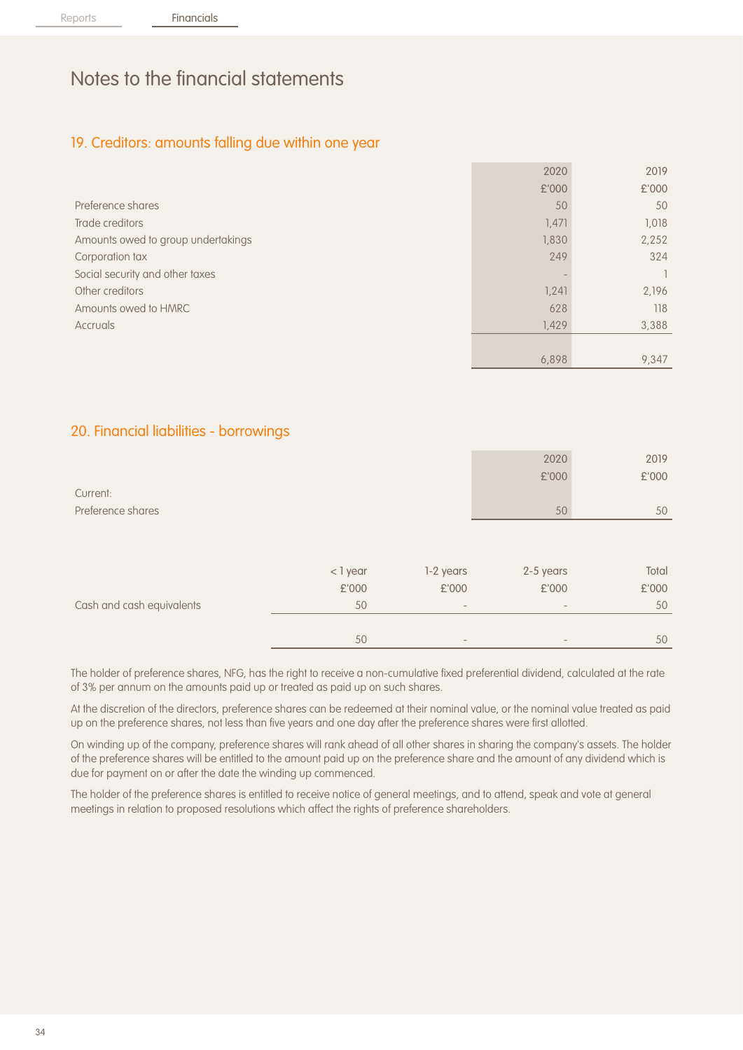# Notes to the financial statements

## 19. Creditors: amounts falling due within one year

| | 2020 £'000 | 2019 £'000 |
|---|---|---|
| Preference shares | 50 | 50 |
| Trade creditors | 1,471 | 1,018 |
| Amounts owed to group undertakings | 1,830 | 2,252 |
| Corporation tax | 249 | 324 |
| Social security and other taxes | - | 1 |
| Other creditors | 1,241 | 2,196 |
| Amounts owed to HMRC | 628 | 118 |
| Accruals | 1,429 | 3,388 |
| | 6,898 | 9,347 |

## 20. Financial liabilities - borrowings

| | 2020 £'000 | 2019 £'000 |
|---|---|---|
| Current: | | |
| Preference shares | 50 | 50 |

| | < 1 year £'000 | 1-2 years £'000 | 2-5 years £'000 | Total £'000 |
|---|---|---|---|---|
| Cash and cash equivalents | 50 | - | - | 50 |
| | 50 | - | - | 50 |

The holder of preference shares, NFG, has the right to receive a non-cumulative fixed preferential dividend, calculated at the rate of 3% per annum on the amounts paid up or treated as paid up on such shares.

At the discretion of the directors, preference shares can be redeemed at their nominal value, or the nominal value treated as paid up on the preference shares, not less than five years and one day after the preference shares were first allotted.

On winding up of the company, preference shares will rank ahead of all other shares in sharing the company's assets. The holder of the preference shares will be entitled to the amount paid up on the preference share and the amount of any dividend which is due for payment on or after the date the winding up commenced.

The holder of the preference shares is entitled to receive notice of general meetings, and to attend, speak and vote at general meetings in relation to proposed resolutions which affect the rights of preference shareholders.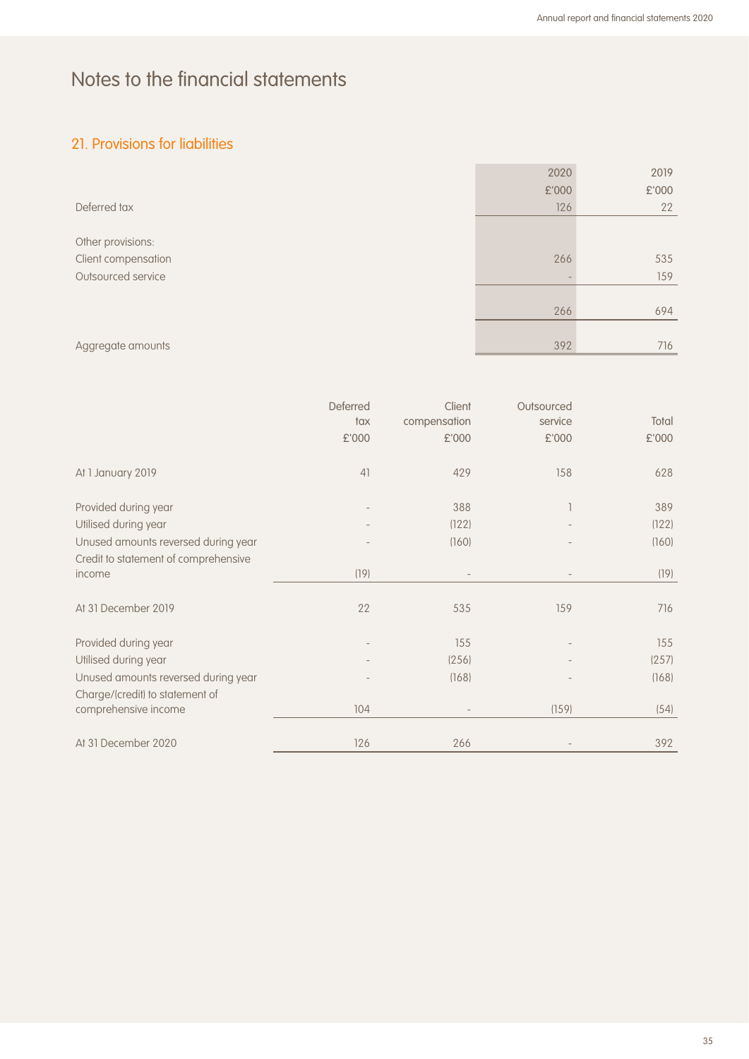# Notes to the financial statements

## 21. Provisions for liabilities

| | 2020<br>£'000 | 2019<br>£'000 |
|---|---|---|
| Deferred tax | 126 | 22 |
| | | |
| Other provisions: | | |
| Client compensation | 266 | 535 |
| Outsourced service | - | 159 |
| | | |
| | 266 | 694 |
| | | |
| Aggregate amounts | 392 | 716 |

| | Deferred tax<br>£'000 | Client compensation<br>£'000 | Outsourced service<br>£'000 | Total<br>£'000 |
|---|---|---|---|---|
| At 1 January 2019 | 41 | 429 | 158 | 628 |
| | | | | |
| Provided during year | - | 388 | 1 | 389 |
| Utilised during year | - | (122) | - | (122) |
| Unused amounts reversed during year | - | (160) | - | (160) |
| Credit to statement of comprehensive income | (19) | - | - | (19) |
| | | | | |
| At 31 December 2019 | 22 | 535 | 159 | 716 |
| | | | | |
| Provided during year | - | 155 | - | 155 |
| Utilised during year | - | (256) | - | (257) |
| Unused amounts reversed during year | - | (168) | - | (168) |
| Charge/(credit) to statement of comprehensive income | 104 | - | (159) | (54) |
| | | | | |
| At 31 December 2020 | 126 | 266 | - | 392 |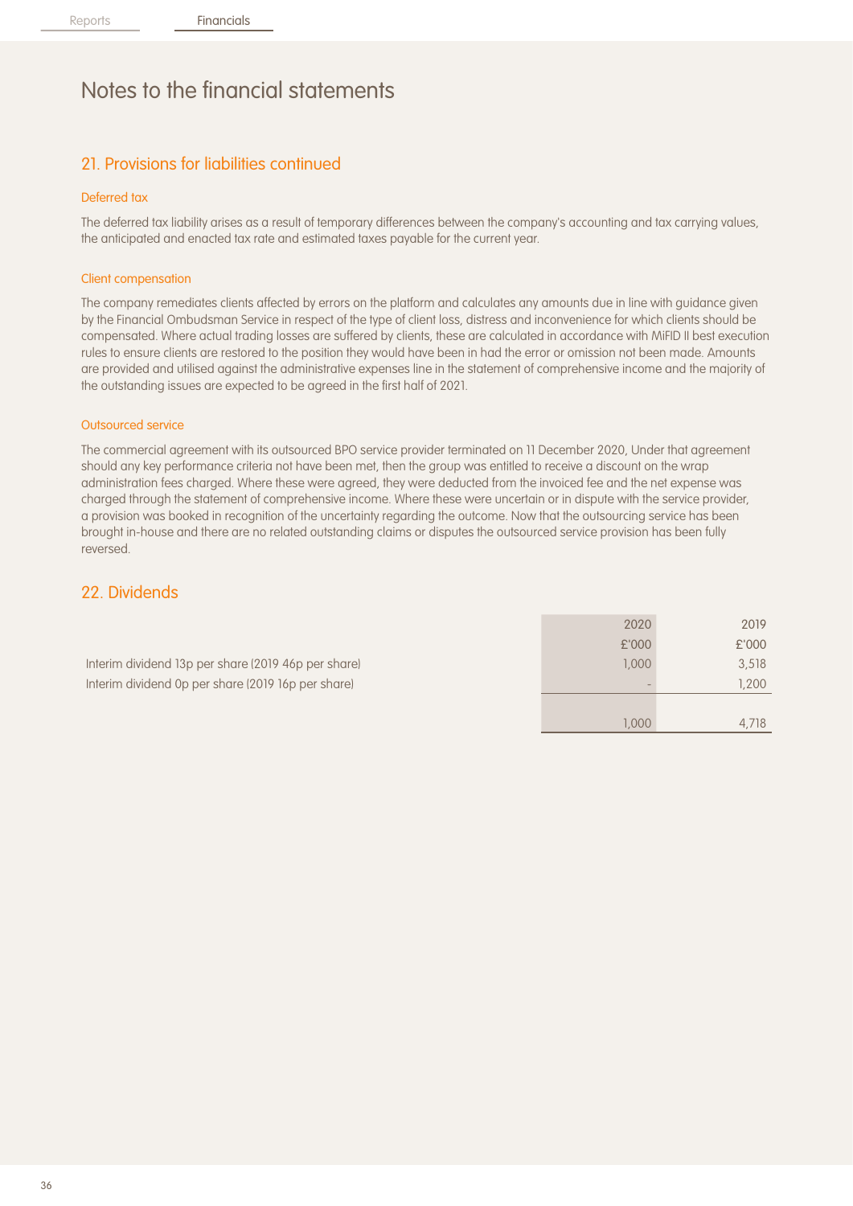# Notes to the financial statements

## 21. Provisions for liabilities continued

### Deferred tax

The deferred tax liability arises as a result of temporary differences between the company's accounting and tax carrying values, the anticipated and enacted tax rate and estimated taxes payable for the current year.

### Client compensation

The company remediates clients affected by errors on the platform and calculates any amounts due in line with guidance given by the Financial Ombudsman Service in respect of the type of client loss, distress and inconvenience for which clients should be compensated. Where actual trading losses are suffered by clients, these are calculated in accordance with MiFID II best execution rules to ensure clients are restored to the position they would have been in had the error or omission not been made. Amounts are provided and utilised against the administrative expenses line in the statement of comprehensive income and the majority of the outstanding issues are expected to be agreed in the first half of 2021.

### Outsourced service

The commercial agreement with its outsourced BPO service provider terminated on 11 December 2020, Under that agreement should any key performance criteria not have been met, then the group was entitled to receive a discount on the wrap administration fees charged. Where these were agreed, they were deducted from the invoiced fee and the net expense was charged through the statement of comprehensive income. Where these were uncertain or in dispute with the service provider, a provision was booked in recognition of the uncertainty regarding the outcome. Now that the outsourcing service has been brought in-house and there are no related outstanding claims or disputes the outsourced service provision has been fully reversed.

## 22. Dividends

| | 2020 | 2019 |
|---|---|---|
| | £'000 | £'000 |
| Interim dividend 13p per share (2019 46p per share) | 1,000 | 3,518 |
| Interim dividend 0p per share (2019 16p per share) | - | 1,200 |
| | 1,000 | 4,718 |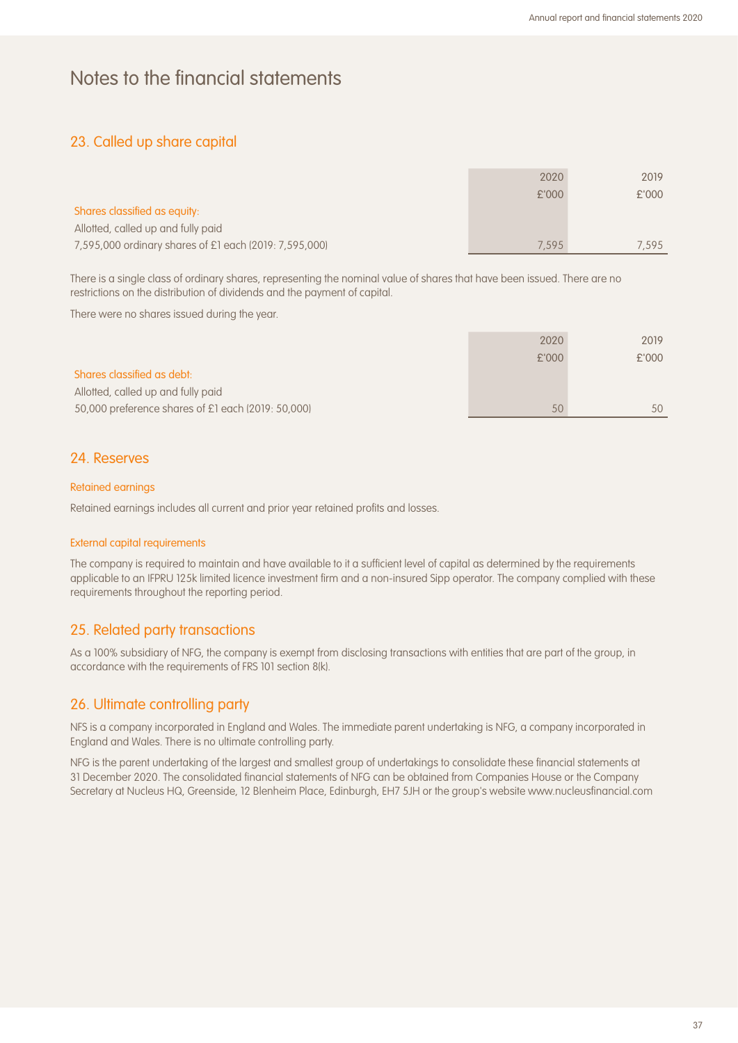# Notes to the financial statements

## 23. Called up share capital

| | 2020 £'000 | 2019 £'000 |
|---|---|---|
| Shares classified as equity: | | |
| Allotted, called up and fully paid | | |
| 7,595,000 ordinary shares of £1 each (2019: 7,595,000) | 7,595 | 7,595 |

There is a single class of ordinary shares, representing the nominal value of shares that have been issued. There are no restrictions on the distribution of dividends and the payment of capital.

There were no shares issued during the year.

| | 2020 £'000 | 2019 £'000 |
|---|---|---|
| Shares classified as debt: | | |
| Allotted, called up and fully paid | | |
| 50,000 preference shares of £1 each (2019: 50,000) | 50 | 50 |

## 24. Reserves

### Retained earnings

Retained earnings includes all current and prior year retained profits and losses.

### External capital requirements

The company is required to maintain and have available to it a sufficient level of capital as determined by the requirements applicable to an IFPRU 125k limited licence investment firm and a non-insured Sipp operator. The company complied with these requirements throughout the reporting period.

## 25. Related party transactions

As a 100% subsidiary of NFG, the company is exempt from disclosing transactions with entities that are part of the group, in accordance with the requirements of FRS 101 section 8(k).

## 26. Ultimate controlling party

NFS is a company incorporated in England and Wales. The immediate parent undertaking is NFG, a company incorporated in England and Wales. There is no ultimate controlling party.

NFG is the parent undertaking of the largest and smallest group of undertakings to consolidate these financial statements at 31 December 2020. The consolidated financial statements of NFG can be obtained from Companies House or the Company Secretary at Nucleus HQ, Greenside, 12 Blenheim Place, Edinburgh, EH7 5JH or the group's website www.nucleusfinancial.com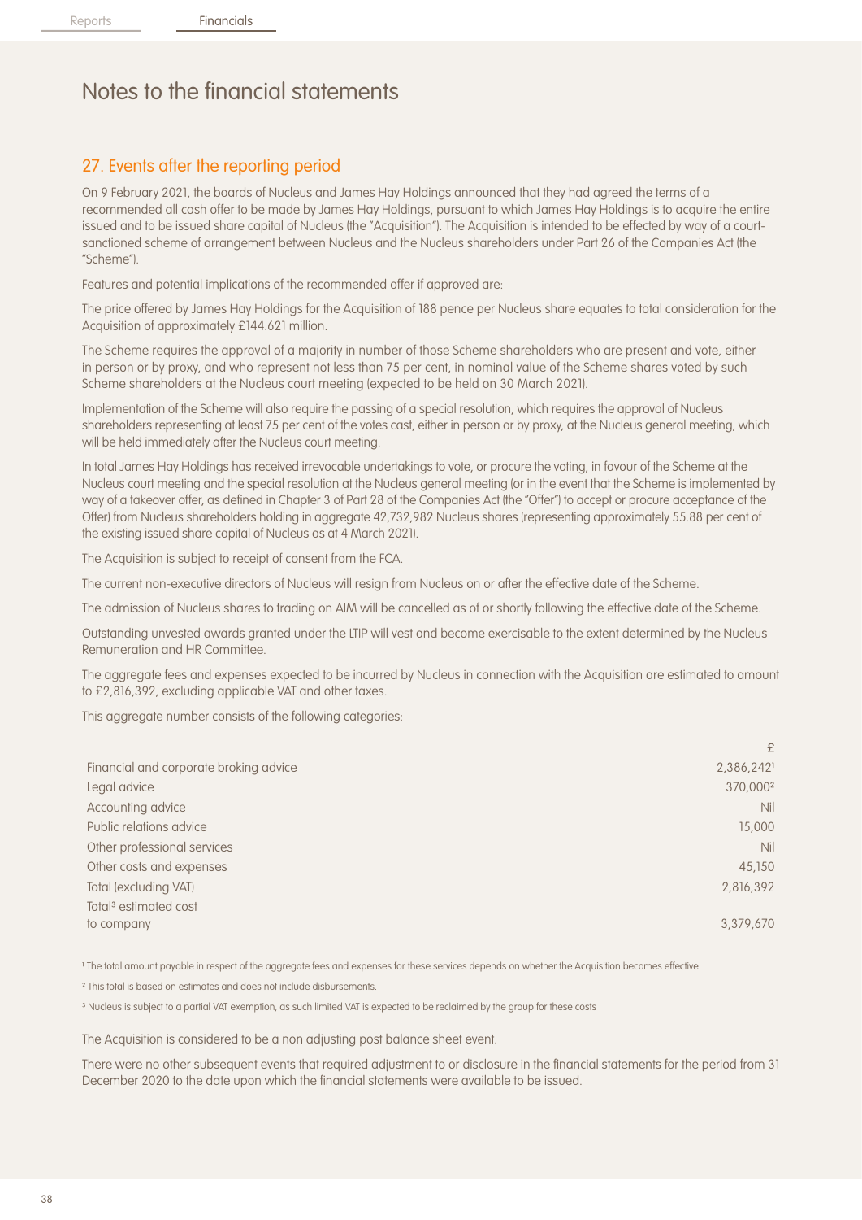# Notes to the financial statements

## 27. Events after the reporting period

On 9 February 2021, the boards of Nucleus and James Hay Holdings announced that they had agreed the terms of a recommended all cash offer to be made by James Hay Holdings, pursuant to which James Hay Holdings is to acquire the entire issued and to be issued share capital of Nucleus (the "Acquisition"). The Acquisition is intended to be effected by way of a court-sanctioned scheme of arrangement between Nucleus and the Nucleus shareholders under Part 26 of the Companies Act (the "Scheme").

Features and potential implications of the recommended offer if approved are:

The price offered by James Hay Holdings for the Acquisition of 188 pence per Nucleus share equates to total consideration for the Acquisition of approximately £144.621 million.

The Scheme requires the approval of a majority in number of those Scheme shareholders who are present and vote, either in person or by proxy, and who represent not less than 75 per cent, in nominal value of the Scheme shares voted by such Scheme shareholders at the Nucleus court meeting (expected to be held on 30 March 2021).

Implementation of the Scheme will also require the passing of a special resolution, which requires the approval of Nucleus shareholders representing at least 75 per cent of the votes cast, either in person or by proxy, at the Nucleus general meeting, which will be held immediately after the Nucleus court meeting.

In total James Hay Holdings has received irrevocable undertakings to vote, or procure the voting, in favour of the Scheme at the Nucleus court meeting and the special resolution at the Nucleus general meeting (or in the event that the Scheme is implemented by way of a takeover offer, as defined in Chapter 3 of Part 28 of the Companies Act (the "Offer") to accept or procure acceptance of the Offer) from Nucleus shareholders holding in aggregate 42,732,982 Nucleus shares (representing approximately 55.88 per cent of the existing issued share capital of Nucleus as at 4 March 2021).

The Acquisition is subject to receipt of consent from the FCA.

The current non-executive directors of Nucleus will resign from Nucleus on or after the effective date of the Scheme.

The admission of Nucleus shares to trading on AIM will be cancelled as of or shortly following the effective date of the Scheme.

Outstanding unvested awards granted under the LTIP will vest and become exercisable to the extent determined by the Nucleus Remuneration and HR Committee.

The aggregate fees and expenses expected to be incurred by Nucleus in connection with the Acquisition are estimated to amount to £2,816,392, excluding applicable VAT and other taxes.

This aggregate number consists of the following categories:

| | £ |
|---|---|
| Financial and corporate broking advice | 2,386,242[1] |
| Legal advice | 370,000[2] |
| Accounting advice | Nil |
| Public relations advice | 15,000 |
| Other professional services | Nil |
| Other costs and expenses | 45,150 |
| Total (excluding VAT) | 2,816,392 |
| Total[3] estimated cost to company | 3,379,670 |

[1] The total amount payable in respect of the aggregate fees and expenses for these services depends on whether the Acquisition becomes effective.

[2] This total is based on estimates and does not include disbursements.

[3] Nucleus is subject to a partial VAT exemption, as such limited VAT is expected to be reclaimed by the group for these costs

The Acquisition is considered to be a non adjusting post balance sheet event.

There were no other subsequent events that required adjustment to or disclosure in the financial statements for the period from 31 December 2020 to the date upon which the financial statements were available to be issued.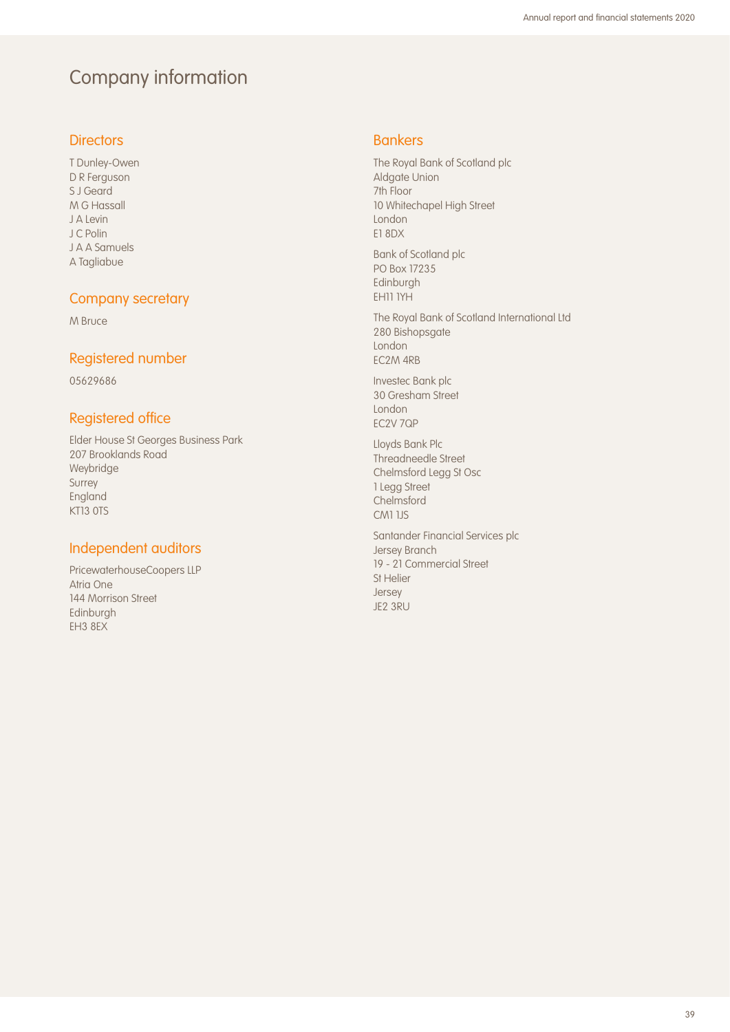# Company information

## Directors

T Dunley-Owen
D R Ferguson
S J Geard
M G Hassall
J A Levin
J C Polin
J A A Samuels
A Tagliabue

## Company secretary

M Bruce

## Registered number

05629686

## Registered office

Elder House St Georges Business Park
207 Brooklands Road
Weybridge
Surrey
England
KT13 0TS

## Independent auditors

PricewaterhouseCoopers LLP
Atria One
144 Morrison Street
Edinburgh
EH3 8EX

## Bankers

The Royal Bank of Scotland plc
Aldgate Union
7th Floor
10 Whitechapel High Street
London
E1 8DX

Bank of Scotland plc
PO Box 17235
Edinburgh
EH11 1YH

The Royal Bank of Scotland International Ltd
280 Bishopsgate
London
EC2M 4RB

Investec Bank plc
30 Gresham Street
London
EC2V 7QP

Lloyds Bank Plc
Threadneedle Street
Chelmsford Legg St Osc
1 Legg Street
Chelmsford
CM1 1JS

Santander Financial Services plc
Jersey Branch
19 - 21 Commercial Street
St Helier
Jersey
JE2 3RU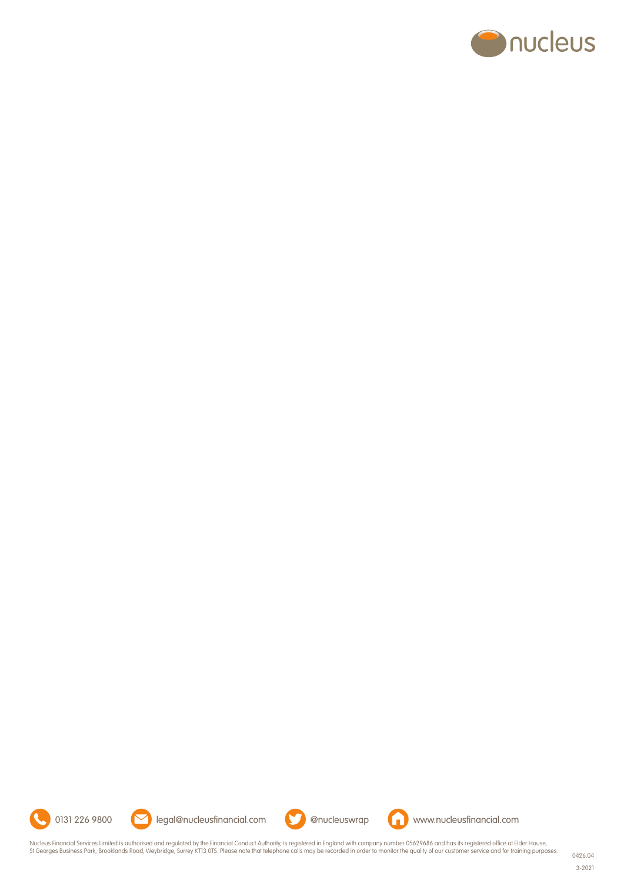nucleus

0131 226 9800 legal@nucleusfinancial.com @nucleuswrap www.nucleusfinancial.com

Nucleus Financial Services Limited is authorised and regulated by the Financial Conduct Authority, is registered in England with company number 05629686 and has its registered office at Elder House, St Georges Business Park, Brooklands Road, Weybridge, Surrey KT13 0TS. Please note that telephone calls may be recorded in order to monitor the quality of our customer service and for training purposes.

0426.04
3-2021